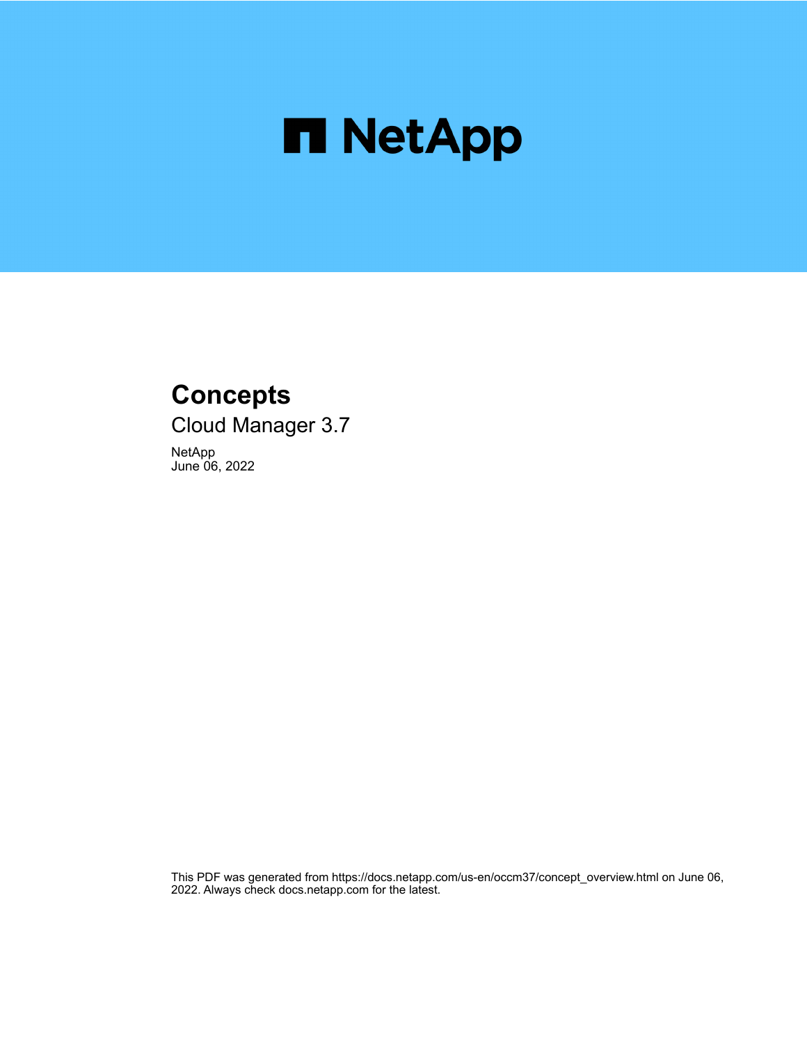# Concepts

## Cloud Manager 3.7

NetApp
June 06, 2022

This PDF was generated from https://docs.netapp.com/us-en/occm37/concept_overview.html on June 06, 2022. Always check docs.netapp.com for the latest.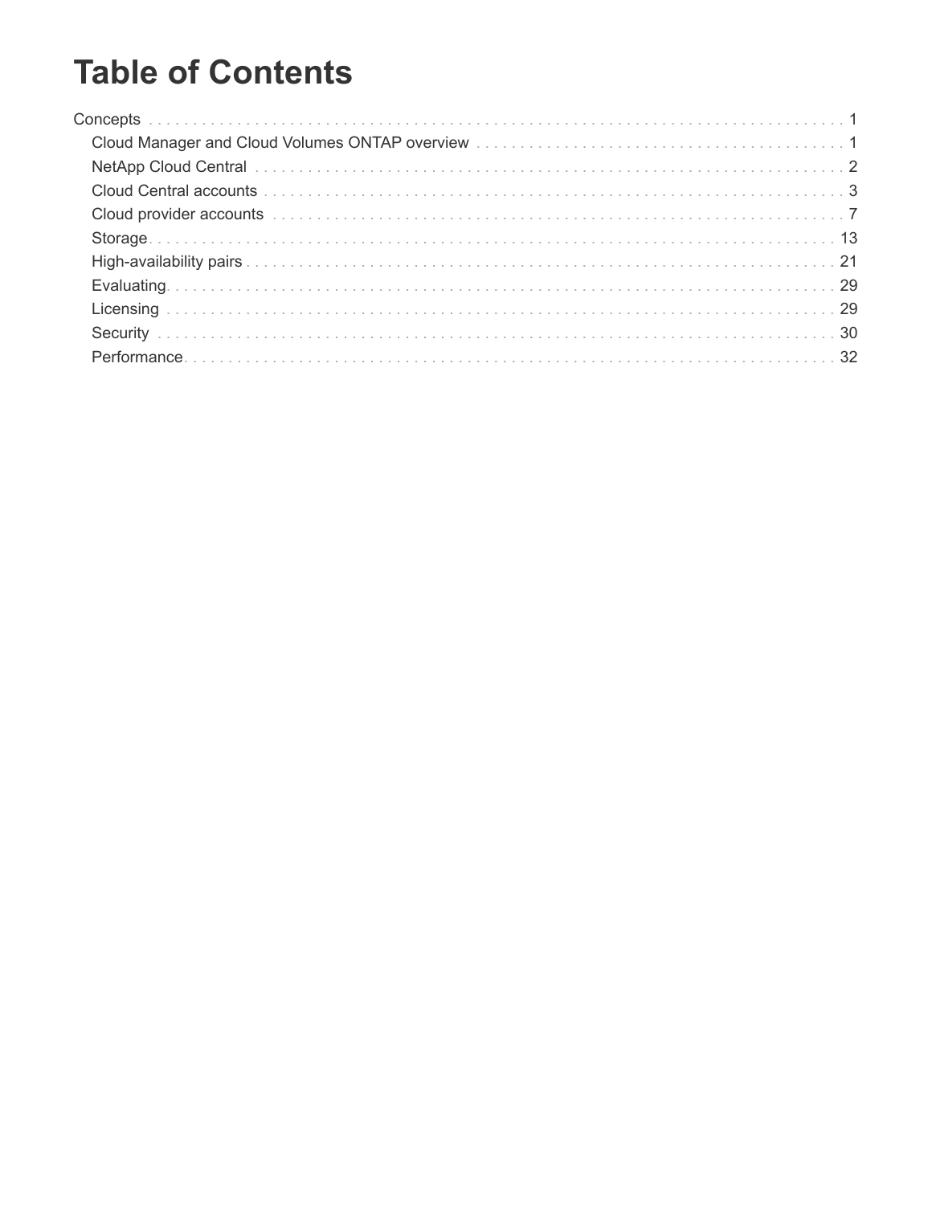# Table of Contents

- Concepts . . . 1
  - Cloud Manager and Cloud Volumes ONTAP overview . . . 1
  - NetApp Cloud Central . . . 2
  - Cloud Central accounts . . . 3
  - Cloud provider accounts . . . 7
  - Storage . . . 13
  - High-availability pairs . . . 21
  - Evaluating . . . 29
  - Licensing . . . 29
  - Security . . . 30
  - Performance . . . 32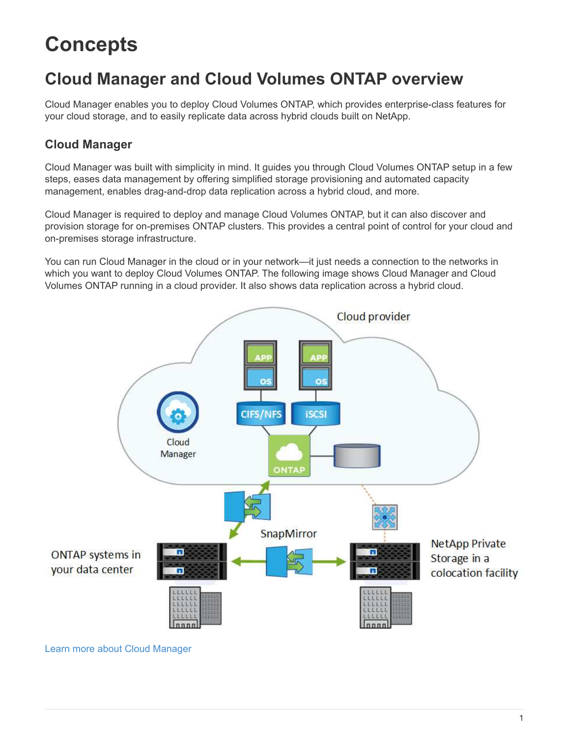# Concepts

## Cloud Manager and Cloud Volumes ONTAP overview

Cloud Manager enables you to deploy Cloud Volumes ONTAP, which provides enterprise-class features for your cloud storage, and to easily replicate data across hybrid clouds built on NetApp.

### Cloud Manager

Cloud Manager was built with simplicity in mind. It guides you through Cloud Volumes ONTAP setup in a few steps, eases data management by offering simplified storage provisioning and automated capacity management, enables drag-and-drop data replication across a hybrid cloud, and more.

Cloud Manager is required to deploy and manage Cloud Volumes ONTAP, but it can also discover and provision storage for on-premises ONTAP clusters. This provides a central point of control for your cloud and on-premises storage infrastructure.

You can run Cloud Manager in the cloud or in your network—it just needs a connection to the networks in which you want to deploy Cloud Volumes ONTAP. The following image shows Cloud Manager and Cloud Volumes ONTAP running in a cloud provider. It also shows data replication across a hybrid cloud.

Learn more about Cloud Manager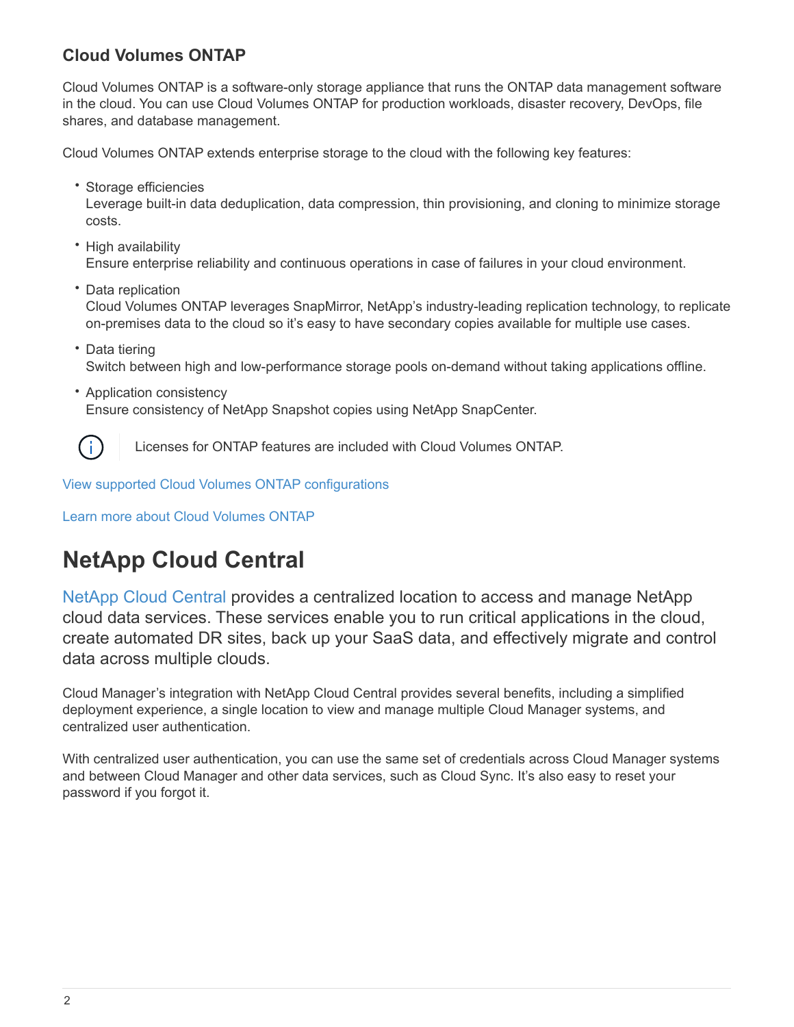### Cloud Volumes ONTAP

Cloud Volumes ONTAP is a software-only storage appliance that runs the ONTAP data management software in the cloud. You can use Cloud Volumes ONTAP for production workloads, disaster recovery, DevOps, file shares, and database management.

Cloud Volumes ONTAP extends enterprise storage to the cloud with the following key features:

- Storage efficiencies
  Leverage built-in data deduplication, data compression, thin provisioning, and cloning to minimize storage costs.
- High availability
  Ensure enterprise reliability and continuous operations in case of failures in your cloud environment.
- Data replication
  Cloud Volumes ONTAP leverages SnapMirror, NetApp's industry-leading replication technology, to replicate on-premises data to the cloud so it's easy to have secondary copies available for multiple use cases.
- Data tiering
  Switch between high and low-performance storage pools on-demand without taking applications offline.
- Application consistency
  Ensure consistency of NetApp Snapshot copies using NetApp SnapCenter.

> Licenses for ONTAP features are included with Cloud Volumes ONTAP.

View supported Cloud Volumes ONTAP configurations

Learn more about Cloud Volumes ONTAP

## NetApp Cloud Central

NetApp Cloud Central provides a centralized location to access and manage NetApp cloud data services. These services enable you to run critical applications in the cloud, create automated DR sites, back up your SaaS data, and effectively migrate and control data across multiple clouds.

Cloud Manager's integration with NetApp Cloud Central provides several benefits, including a simplified deployment experience, a single location to view and manage multiple Cloud Manager systems, and centralized user authentication.

With centralized user authentication, you can use the same set of credentials across Cloud Manager systems and between Cloud Manager and other data services, such as Cloud Sync. It's also easy to reset your password if you forgot it.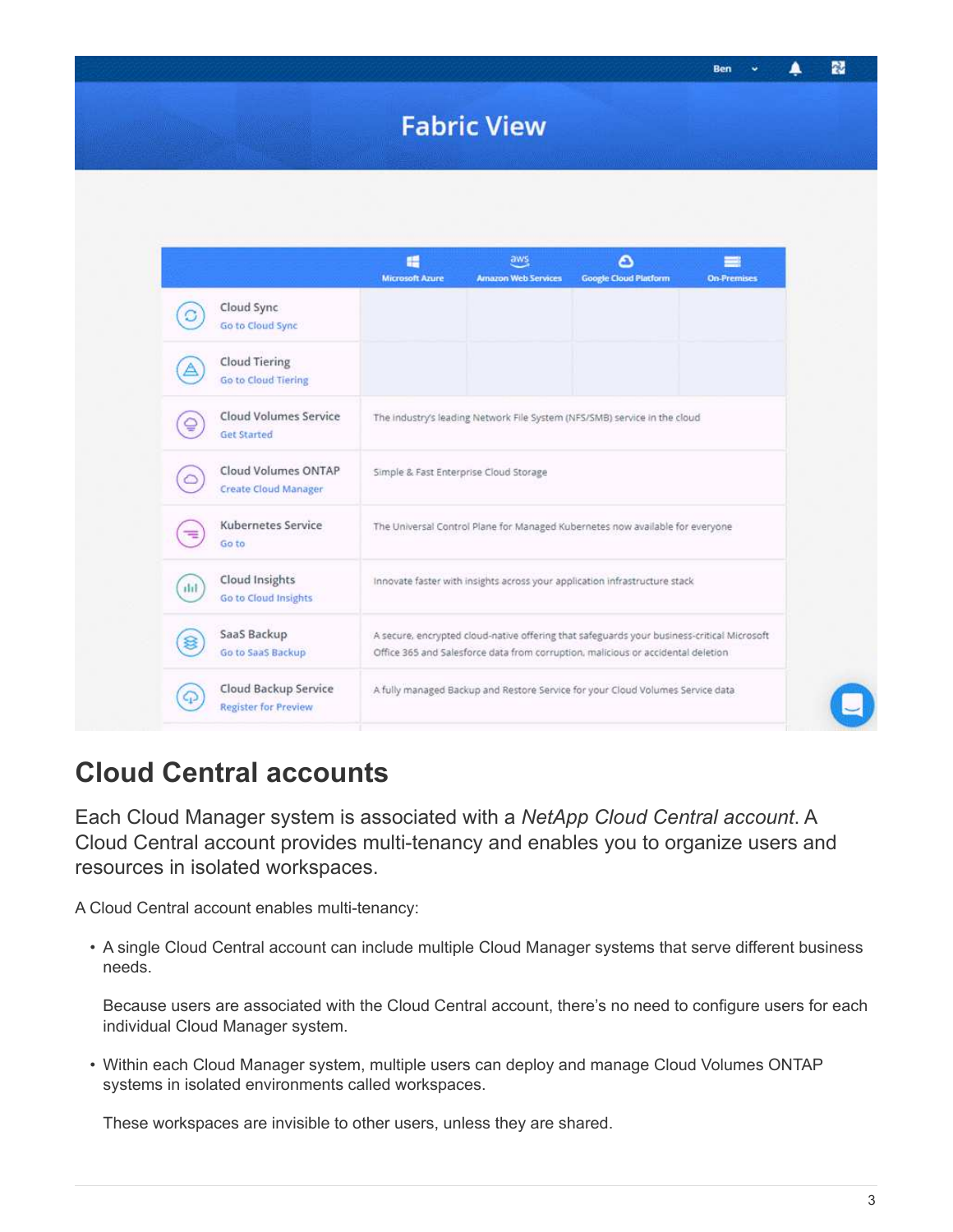## Cloud Central accounts

Each Cloud Manager system is associated with a *NetApp Cloud Central account*. A Cloud Central account provides multi-tenancy and enables you to organize users and resources in isolated workspaces.

A Cloud Central account enables multi-tenancy:

- A single Cloud Central account can include multiple Cloud Manager systems that serve different business needs.

  Because users are associated with the Cloud Central account, there's no need to configure users for each individual Cloud Manager system.

- Within each Cloud Manager system, multiple users can deploy and manage Cloud Volumes ONTAP systems in isolated environments called workspaces.

  These workspaces are invisible to other users, unless they are shared.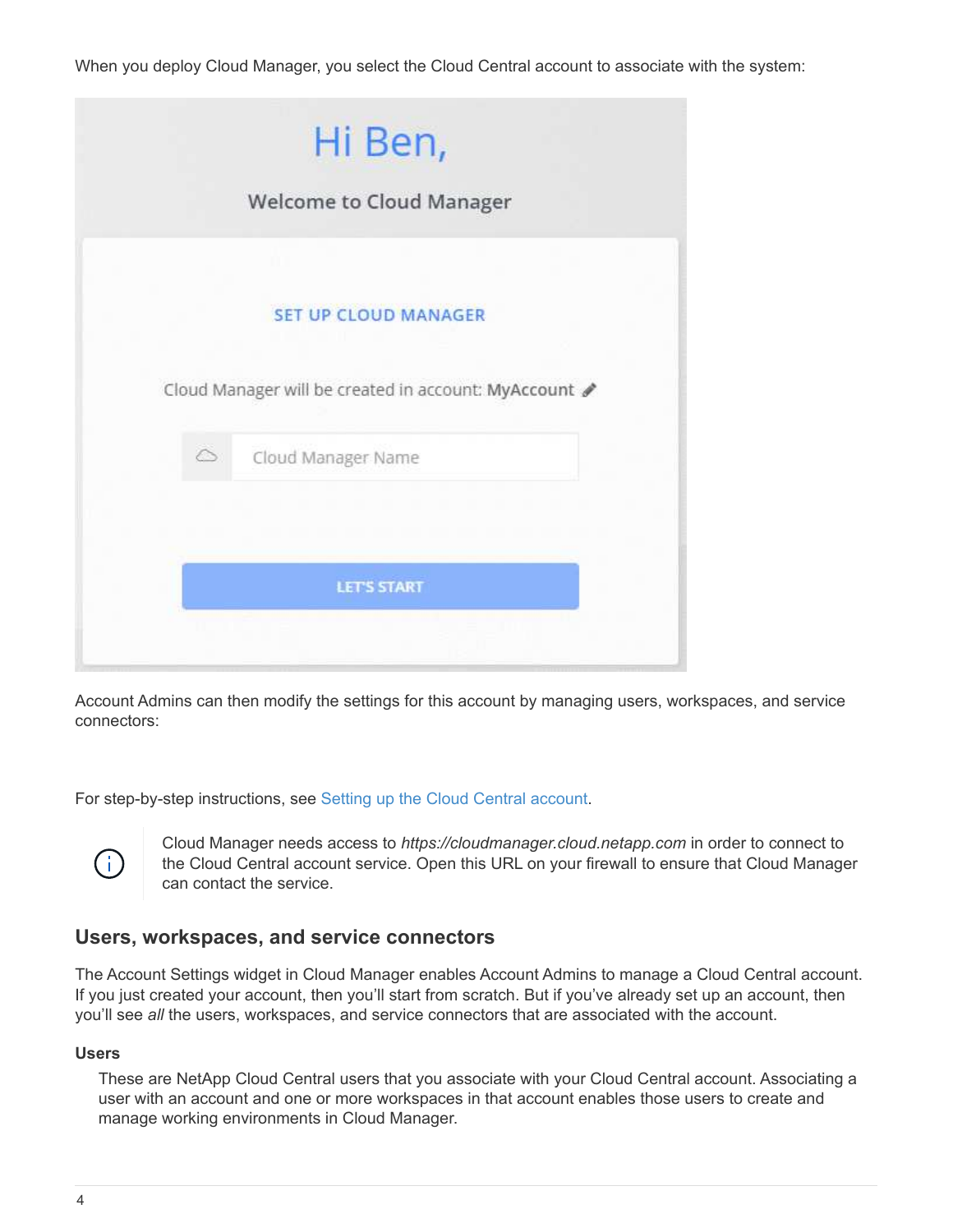When you deploy Cloud Manager, you select the Cloud Central account to associate with the system:

Account Admins can then modify the settings for this account by managing users, workspaces, and service connectors:

For step-by-step instructions, see Setting up the Cloud Central account.

Cloud Manager needs access to *https://cloudmanager.cloud.netapp.com* in order to connect to the Cloud Central account service. Open this URL on your firewall to ensure that Cloud Manager can contact the service.

## Users, workspaces, and service connectors

The Account Settings widget in Cloud Manager enables Account Admins to manage a Cloud Central account. If you just created your account, then you'll start from scratch. But if you've already set up an account, then you'll see *all* the users, workspaces, and service connectors that are associated with the account.

### Users

These are NetApp Cloud Central users that you associate with your Cloud Central account. Associating a user with an account and one or more workspaces in that account enables those users to create and manage working environments in Cloud Manager.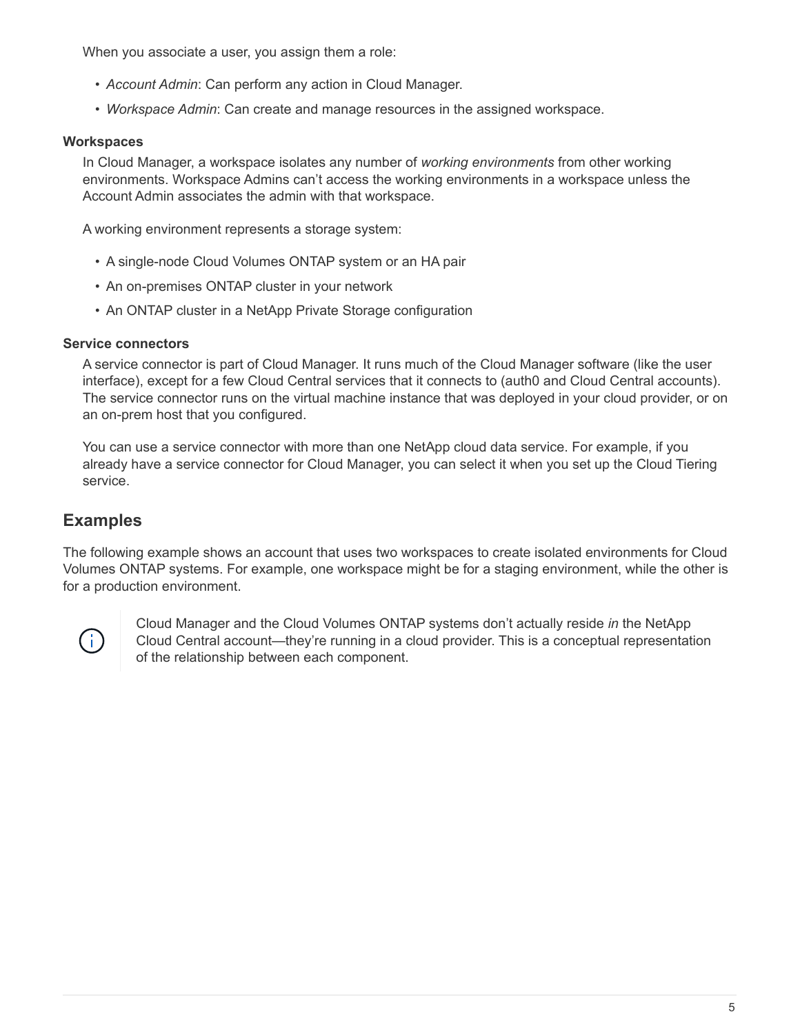When you associate a user, you assign them a role:

- *Account Admin*: Can perform any action in Cloud Manager.
- *Workspace Admin*: Can create and manage resources in the assigned workspace.

**Workspaces**

In Cloud Manager, a workspace isolates any number of *working environments* from other working environments. Workspace Admins can't access the working environments in a workspace unless the Account Admin associates the admin with that workspace.

A working environment represents a storage system:

- A single-node Cloud Volumes ONTAP system or an HA pair
- An on-premises ONTAP cluster in your network
- An ONTAP cluster in a NetApp Private Storage configuration

**Service connectors**

A service connector is part of Cloud Manager. It runs much of the Cloud Manager software (like the user interface), except for a few Cloud Central services that it connects to (auth0 and Cloud Central accounts). The service connector runs on the virtual machine instance that was deployed in your cloud provider, or on an on-prem host that you configured.

You can use a service connector with more than one NetApp cloud data service. For example, if you already have a service connector for Cloud Manager, you can select it when you set up the Cloud Tiering service.

## Examples

The following example shows an account that uses two workspaces to create isolated environments for Cloud Volumes ONTAP systems. For example, one workspace might be for a staging environment, while the other is for a production environment.

> Cloud Manager and the Cloud Volumes ONTAP systems don't actually reside *in* the NetApp Cloud Central account—they're running in a cloud provider. This is a conceptual representation of the relationship between each component.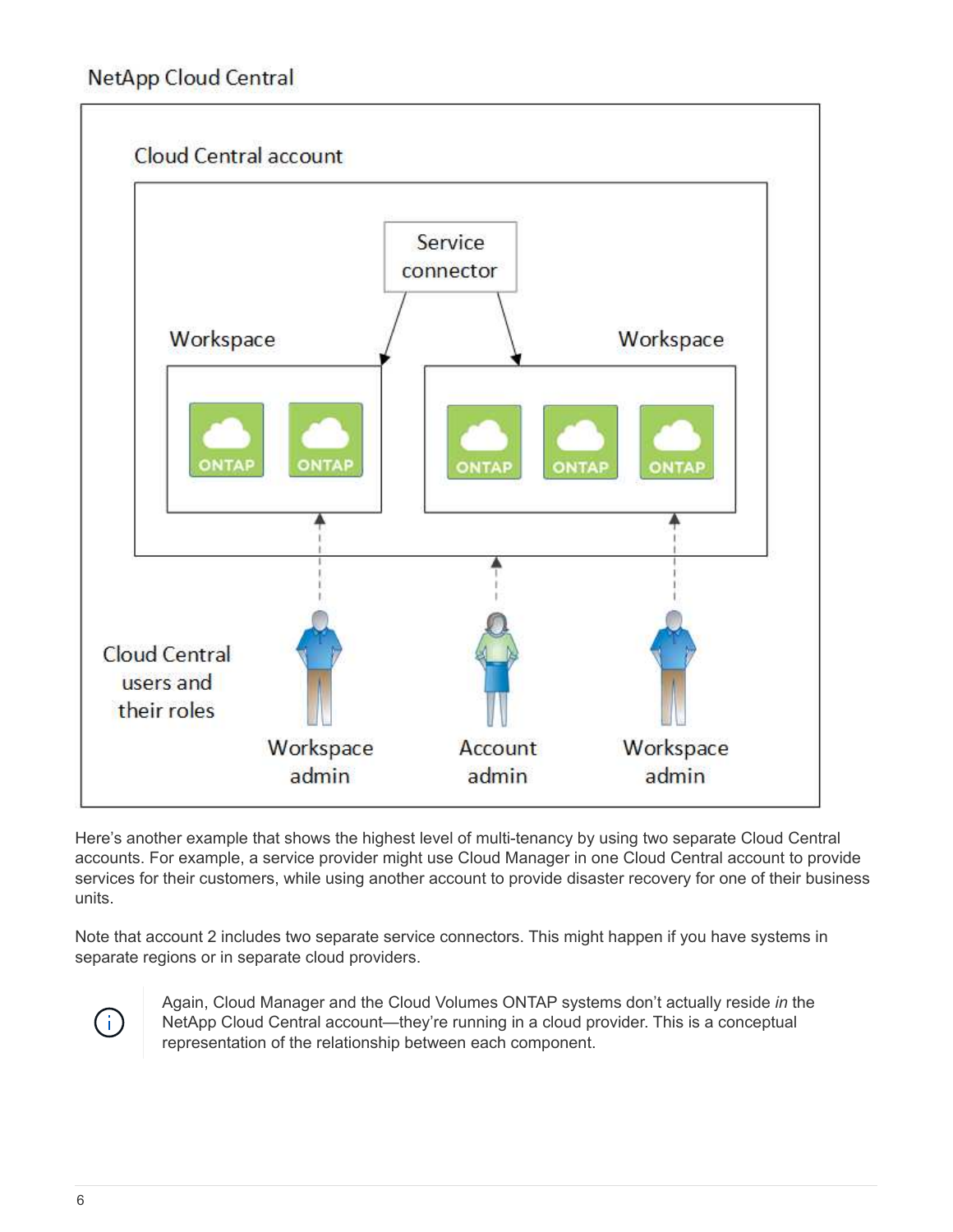Here's another example that shows the highest level of multi-tenancy by using two separate Cloud Central accounts. For example, a service provider might use Cloud Manager in one Cloud Central account to provide services for their customers, while using another account to provide disaster recovery for one of their business units.

Note that account 2 includes two separate service connectors. This might happen if you have systems in separate regions or in separate cloud providers.

> Again, Cloud Manager and the Cloud Volumes ONTAP systems don't actually reside *in* the NetApp Cloud Central account—they're running in a cloud provider. This is a conceptual representation of the relationship between each component.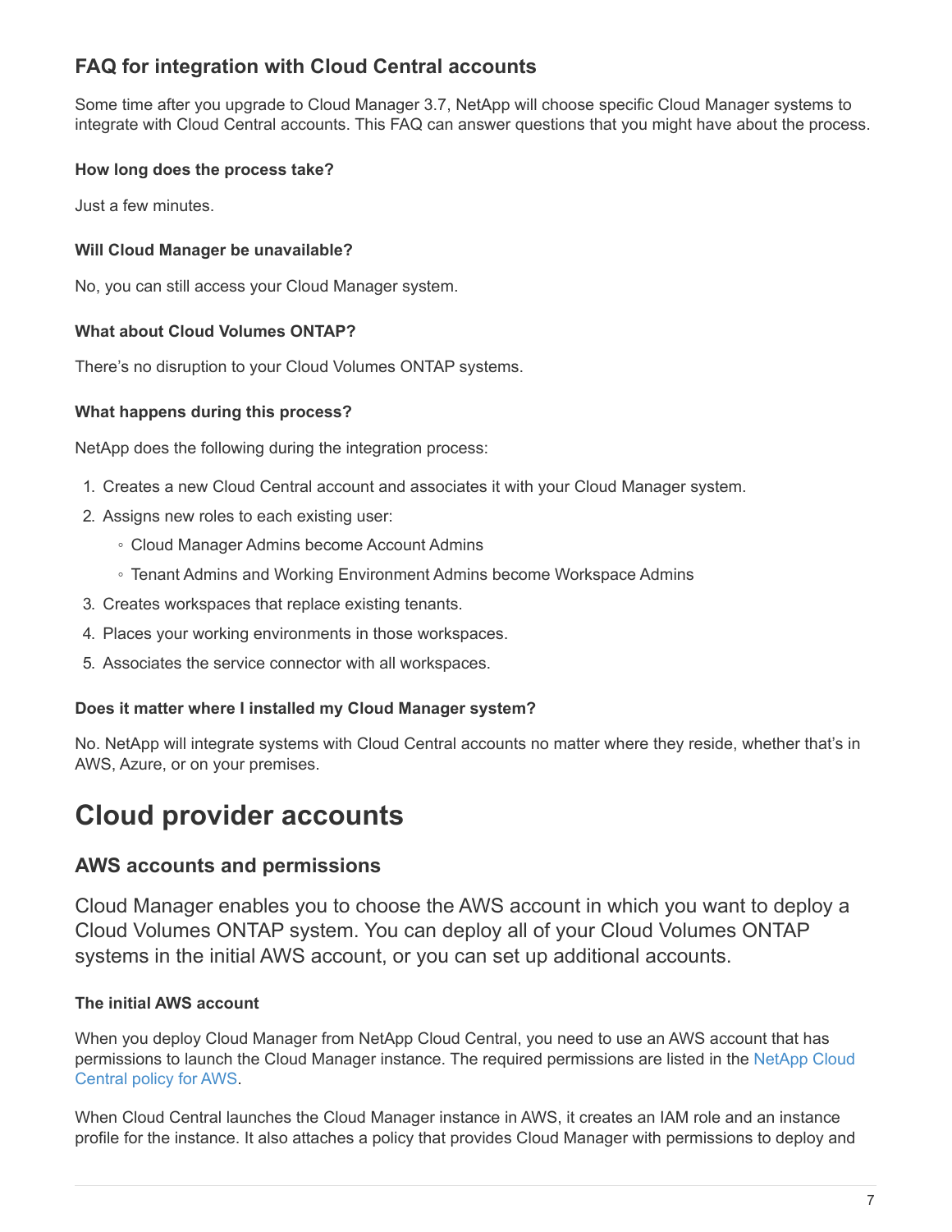### FAQ for integration with Cloud Central accounts

Some time after you upgrade to Cloud Manager 3.7, NetApp will choose specific Cloud Manager systems to integrate with Cloud Central accounts. This FAQ can answer questions that you might have about the process.

#### How long does the process take?

Just a few minutes.

#### Will Cloud Manager be unavailable?

No, you can still access your Cloud Manager system.

#### What about Cloud Volumes ONTAP?

There's no disruption to your Cloud Volumes ONTAP systems.

#### What happens during this process?

NetApp does the following during the integration process:

1. Creates a new Cloud Central account and associates it with your Cloud Manager system.
2. Assigns new roles to each existing user:
   - Cloud Manager Admins become Account Admins
   - Tenant Admins and Working Environment Admins become Workspace Admins
3. Creates workspaces that replace existing tenants.
4. Places your working environments in those workspaces.
5. Associates the service connector with all workspaces.

#### Does it matter where I installed my Cloud Manager system?

No. NetApp will integrate systems with Cloud Central accounts no matter where they reside, whether that's in AWS, Azure, or on your premises.

# Cloud provider accounts

## AWS accounts and permissions

Cloud Manager enables you to choose the AWS account in which you want to deploy a Cloud Volumes ONTAP system. You can deploy all of your Cloud Volumes ONTAP systems in the initial AWS account, or you can set up additional accounts.

#### The initial AWS account

When you deploy Cloud Manager from NetApp Cloud Central, you need to use an AWS account that has permissions to launch the Cloud Manager instance. The required permissions are listed in the NetApp Cloud Central policy for AWS.

When Cloud Central launches the Cloud Manager instance in AWS, it creates an IAM role and an instance profile for the instance. It also attaches a policy that provides Cloud Manager with permissions to deploy and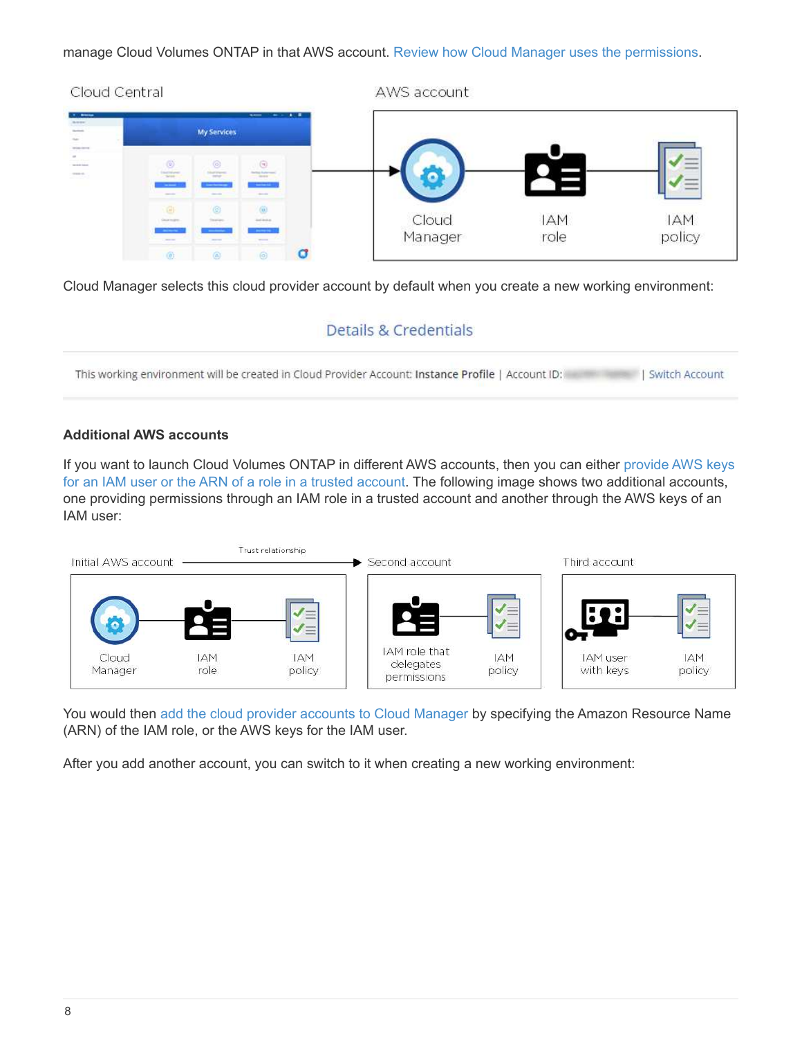manage Cloud Volumes ONTAP in that AWS account. Review how Cloud Manager uses the permissions.

Cloud Manager selects this cloud provider account by default when you create a new working environment:

#### Additional AWS accounts

If you want to launch Cloud Volumes ONTAP in different AWS accounts, then you can either provide AWS keys for an IAM user or the ARN of a role in a trusted account. The following image shows two additional accounts, one providing permissions through an IAM role in a trusted account and another through the AWS keys of an IAM user:

You would then add the cloud provider accounts to Cloud Manager by specifying the Amazon Resource Name (ARN) of the IAM role, or the AWS keys for the IAM user.

After you add another account, you can switch to it when creating a new working environment: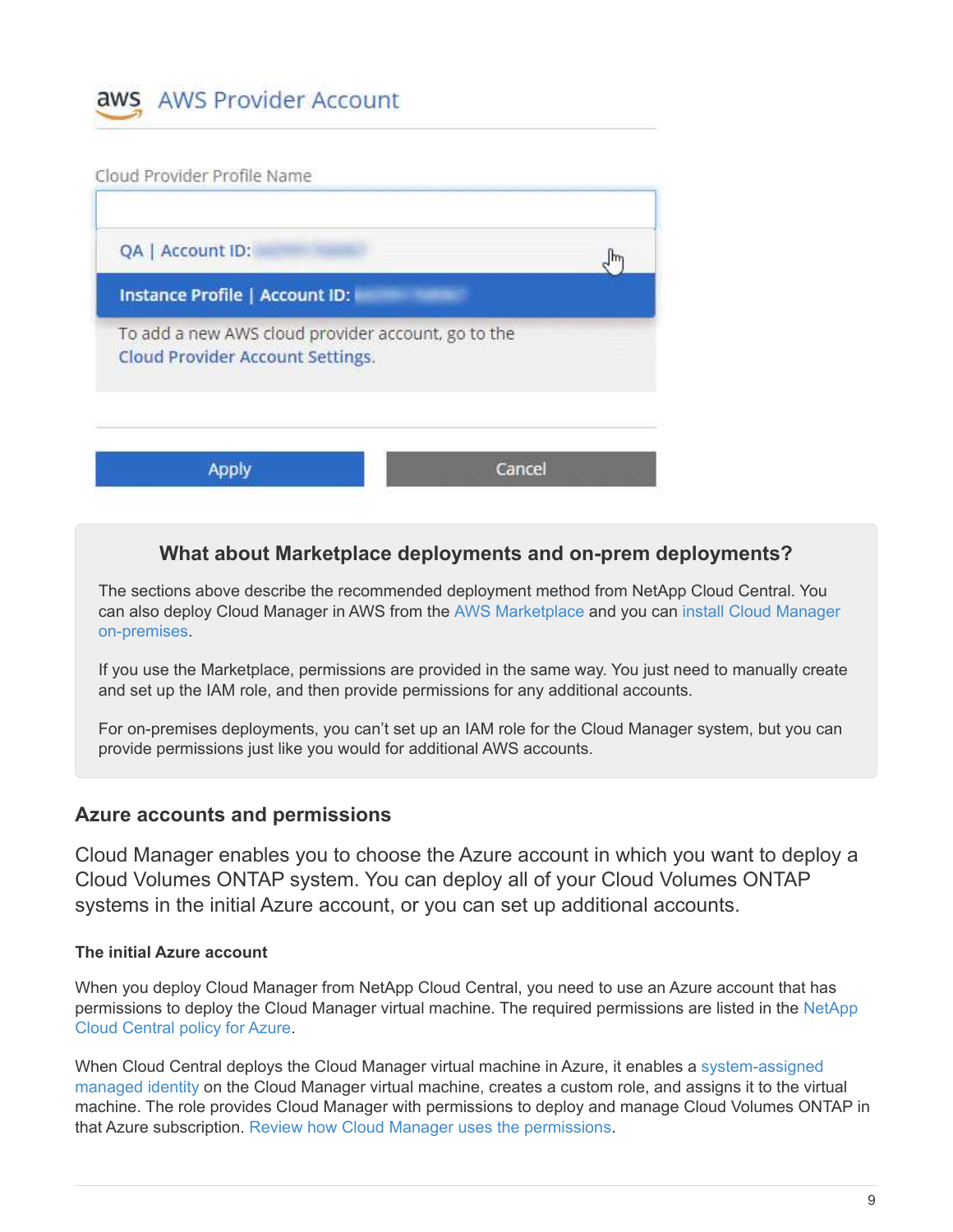## What about Marketplace deployments and on-prem deployments?

The sections above describe the recommended deployment method from NetApp Cloud Central. You can also deploy Cloud Manager in AWS from the AWS Marketplace and you can install Cloud Manager on-premises.

If you use the Marketplace, permissions are provided in the same way. You just need to manually create and set up the IAM role, and then provide permissions for any additional accounts.

For on-premises deployments, you can't set up an IAM role for the Cloud Manager system, but you can provide permissions just like you would for additional AWS accounts.

### Azure accounts and permissions

Cloud Manager enables you to choose the Azure account in which you want to deploy a Cloud Volumes ONTAP system. You can deploy all of your Cloud Volumes ONTAP systems in the initial Azure account, or you can set up additional accounts.

#### The initial Azure account

When you deploy Cloud Manager from NetApp Cloud Central, you need to use an Azure account that has permissions to deploy the Cloud Manager virtual machine. The required permissions are listed in the NetApp Cloud Central policy for Azure.

When Cloud Central deploys the Cloud Manager virtual machine in Azure, it enables a system-assigned managed identity on the Cloud Manager virtual machine, creates a custom role, and assigns it to the virtual machine. The role provides Cloud Manager with permissions to deploy and manage Cloud Volumes ONTAP in that Azure subscription. Review how Cloud Manager uses the permissions.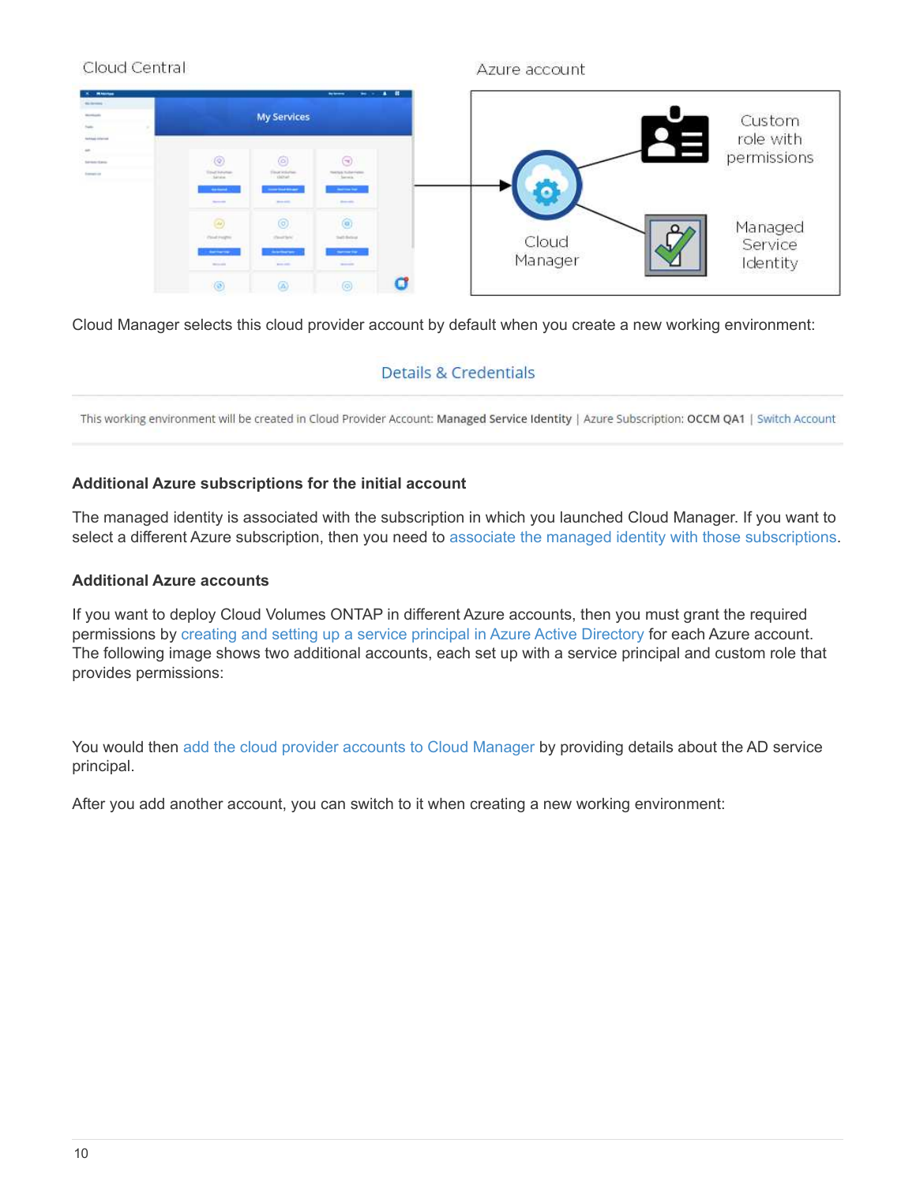Cloud Manager selects this cloud provider account by default when you create a new working environment:

Details & Credentials

This working environment will be created in Cloud Provider Account: **Managed Service Identity** | Azure Subscription: **OCCM QA1** | Switch Account

#### Additional Azure subscriptions for the initial account

The managed identity is associated with the subscription in which you launched Cloud Manager. If you want to select a different Azure subscription, then you need to associate the managed identity with those subscriptions.

#### Additional Azure accounts

If you want to deploy Cloud Volumes ONTAP in different Azure accounts, then you must grant the required permissions by creating and setting up a service principal in Azure Active Directory for each Azure account. The following image shows two additional accounts, each set up with a service principal and custom role that provides permissions:

You would then add the cloud provider accounts to Cloud Manager by providing details about the AD service principal.

After you add another account, you can switch to it when creating a new working environment: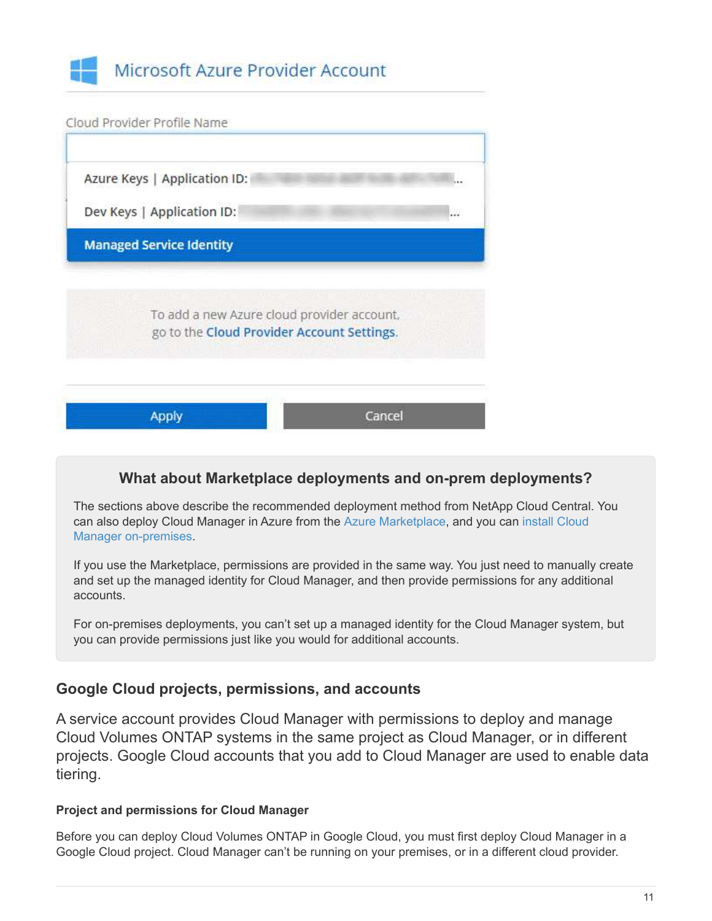Microsoft Azure Provider Account

Cloud Provider Profile Name

Azure Keys | Application ID: ...

Dev Keys | Application ID: ...

Managed Service Identity

To add a new Azure cloud provider account, go to the Cloud Provider Account Settings.

Apply

Cancel

### What about Marketplace deployments and on-prem deployments?

The sections above describe the recommended deployment method from NetApp Cloud Central. You can also deploy Cloud Manager in Azure from the Azure Marketplace, and you can install Cloud Manager on-premises.

If you use the Marketplace, permissions are provided in the same way. You just need to manually create and set up the managed identity for Cloud Manager, and then provide permissions for any additional accounts.

For on-premises deployments, you can't set up a managed identity for the Cloud Manager system, but you can provide permissions just like you would for additional accounts.

## Google Cloud projects, permissions, and accounts

A service account provides Cloud Manager with permissions to deploy and manage Cloud Volumes ONTAP systems in the same project as Cloud Manager, or in different projects. Google Cloud accounts that you add to Cloud Manager are used to enable data tiering.

### Project and permissions for Cloud Manager

Before you can deploy Cloud Volumes ONTAP in Google Cloud, you must first deploy Cloud Manager in a Google Cloud project. Cloud Manager can't be running on your premises, or in a different cloud provider.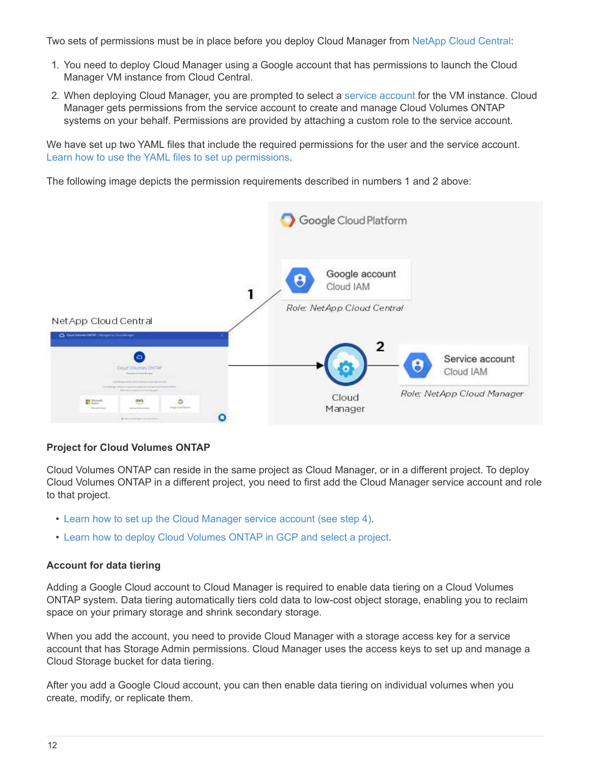Two sets of permissions must be in place before you deploy Cloud Manager from NetApp Cloud Central:

1. You need to deploy Cloud Manager using a Google account that has permissions to launch the Cloud Manager VM instance from Cloud Central.
2. When deploying Cloud Manager, you are prompted to select a service account for the VM instance. Cloud Manager gets permissions from the service account to create and manage Cloud Volumes ONTAP systems on your behalf. Permissions are provided by attaching a custom role to the service account.

We have set up two YAML files that include the required permissions for the user and the service account. Learn how to use the YAML files to set up permissions.

The following image depicts the permission requirements described in numbers 1 and 2 above:

#### Project for Cloud Volumes ONTAP

Cloud Volumes ONTAP can reside in the same project as Cloud Manager, or in a different project. To deploy Cloud Volumes ONTAP in a different project, you need to first add the Cloud Manager service account and role to that project.

- Learn how to set up the Cloud Manager service account (see step 4).
- Learn how to deploy Cloud Volumes ONTAP in GCP and select a project.

#### Account for data tiering

Adding a Google Cloud account to Cloud Manager is required to enable data tiering on a Cloud Volumes ONTAP system. Data tiering automatically tiers cold data to low-cost object storage, enabling you to reclaim space on your primary storage and shrink secondary storage.

When you add the account, you need to provide Cloud Manager with a storage access key for a service account that has Storage Admin permissions. Cloud Manager uses the access keys to set up and manage a Cloud Storage bucket for data tiering.

After you add a Google Cloud account, you can then enable data tiering on individual volumes when you create, modify, or replicate them.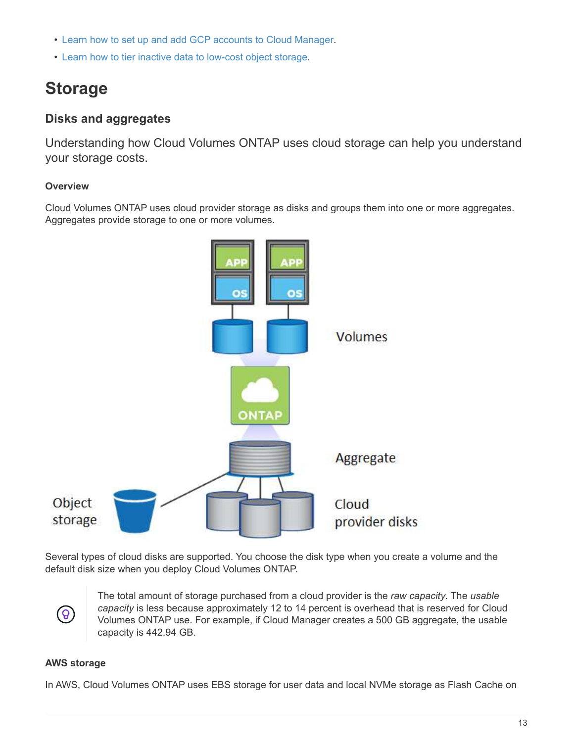- Learn how to set up and add GCP accounts to Cloud Manager.
- Learn how to tier inactive data to low-cost object storage.

# Storage

## Disks and aggregates

Understanding how Cloud Volumes ONTAP uses cloud storage can help you understand your storage costs.

### Overview

Cloud Volumes ONTAP uses cloud provider storage as disks and groups them into one or more aggregates. Aggregates provide storage to one or more volumes.

Several types of cloud disks are supported. You choose the disk type when you create a volume and the default disk size when you deploy Cloud Volumes ONTAP.

> The total amount of storage purchased from a cloud provider is the *raw capacity*. The *usable capacity* is less because approximately 12 to 14 percent is overhead that is reserved for Cloud Volumes ONTAP use. For example, if Cloud Manager creates a 500 GB aggregate, the usable capacity is 442.94 GB.

### AWS storage

In AWS, Cloud Volumes ONTAP uses EBS storage for user data and local NVMe storage as Flash Cache on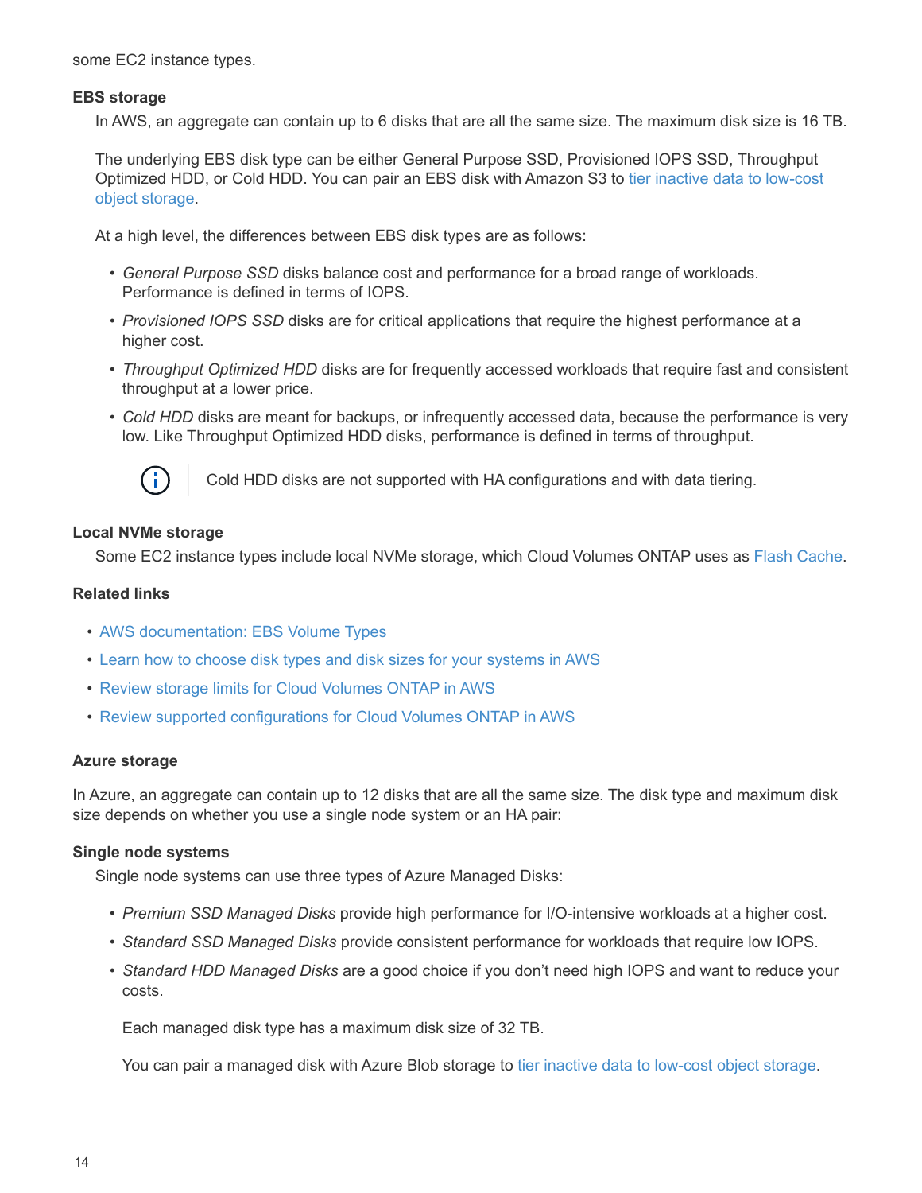some EC2 instance types.

#### EBS storage

In AWS, an aggregate can contain up to 6 disks that are all the same size. The maximum disk size is 16 TB.

The underlying EBS disk type can be either General Purpose SSD, Provisioned IOPS SSD, Throughput Optimized HDD, or Cold HDD. You can pair an EBS disk with Amazon S3 to tier inactive data to low-cost object storage.

At a high level, the differences between EBS disk types are as follows:

- *General Purpose SSD* disks balance cost and performance for a broad range of workloads. Performance is defined in terms of IOPS.
- *Provisioned IOPS SSD* disks are for critical applications that require the highest performance at a higher cost.
- *Throughput Optimized HDD* disks are for frequently accessed workloads that require fast and consistent throughput at a lower price.
- *Cold HDD* disks are meant for backups, or infrequently accessed data, because the performance is very low. Like Throughput Optimized HDD disks, performance is defined in terms of throughput.

> Cold HDD disks are not supported with HA configurations and with data tiering.

#### Local NVMe storage

Some EC2 instance types include local NVMe storage, which Cloud Volumes ONTAP uses as Flash Cache.

#### Related links

- AWS documentation: EBS Volume Types
- Learn how to choose disk types and disk sizes for your systems in AWS
- Review storage limits for Cloud Volumes ONTAP in AWS
- Review supported configurations for Cloud Volumes ONTAP in AWS

### Azure storage

In Azure, an aggregate can contain up to 12 disks that are all the same size. The disk type and maximum disk size depends on whether you use a single node system or an HA pair:

#### Single node systems

Single node systems can use three types of Azure Managed Disks:

- *Premium SSD Managed Disks* provide high performance for I/O-intensive workloads at a higher cost.
- *Standard SSD Managed Disks* provide consistent performance for workloads that require low IOPS.
- *Standard HDD Managed Disks* are a good choice if you don't need high IOPS and want to reduce your costs.

  Each managed disk type has a maximum disk size of 32 TB.

  You can pair a managed disk with Azure Blob storage to tier inactive data to low-cost object storage.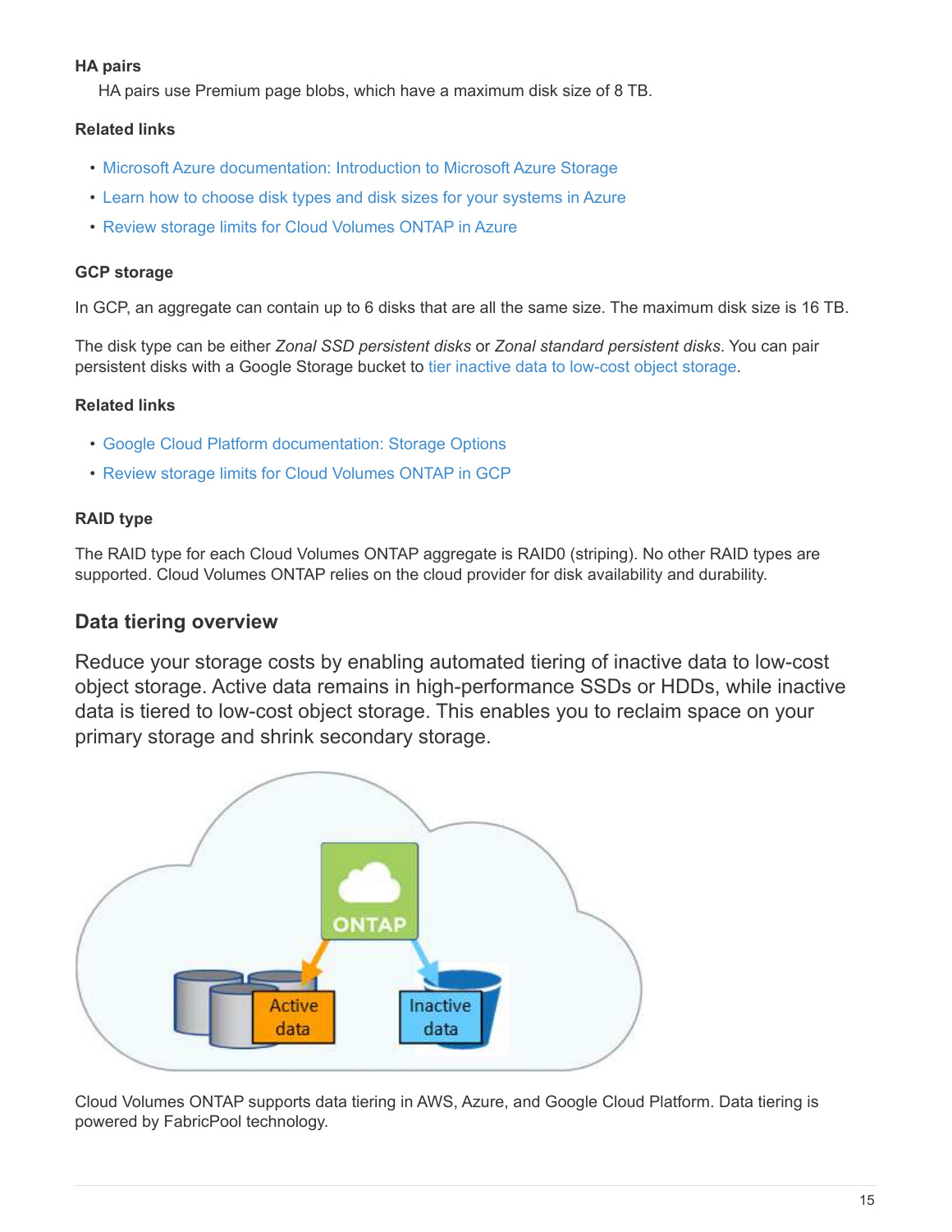#### HA pairs

HA pairs use Premium page blobs, which have a maximum disk size of 8 TB.

#### Related links

- Microsoft Azure documentation: Introduction to Microsoft Azure Storage
- Learn how to choose disk types and disk sizes for your systems in Azure
- Review storage limits for Cloud Volumes ONTAP in Azure

#### GCP storage

In GCP, an aggregate can contain up to 6 disks that are all the same size. The maximum disk size is 16 TB.

The disk type can be either *Zonal SSD persistent disks* or *Zonal standard persistent disks*. You can pair persistent disks with a Google Storage bucket to tier inactive data to low-cost object storage.

#### Related links

- Google Cloud Platform documentation: Storage Options
- Review storage limits for Cloud Volumes ONTAP in GCP

#### RAID type

The RAID type for each Cloud Volumes ONTAP aggregate is RAID0 (striping). No other RAID types are supported. Cloud Volumes ONTAP relies on the cloud provider for disk availability and durability.

### Data tiering overview

Reduce your storage costs by enabling automated tiering of inactive data to low-cost object storage. Active data remains in high-performance SSDs or HDDs, while inactive data is tiered to low-cost object storage. This enables you to reclaim space on your primary storage and shrink secondary storage.

Cloud Volumes ONTAP supports data tiering in AWS, Azure, and Google Cloud Platform. Data tiering is powered by FabricPool technology.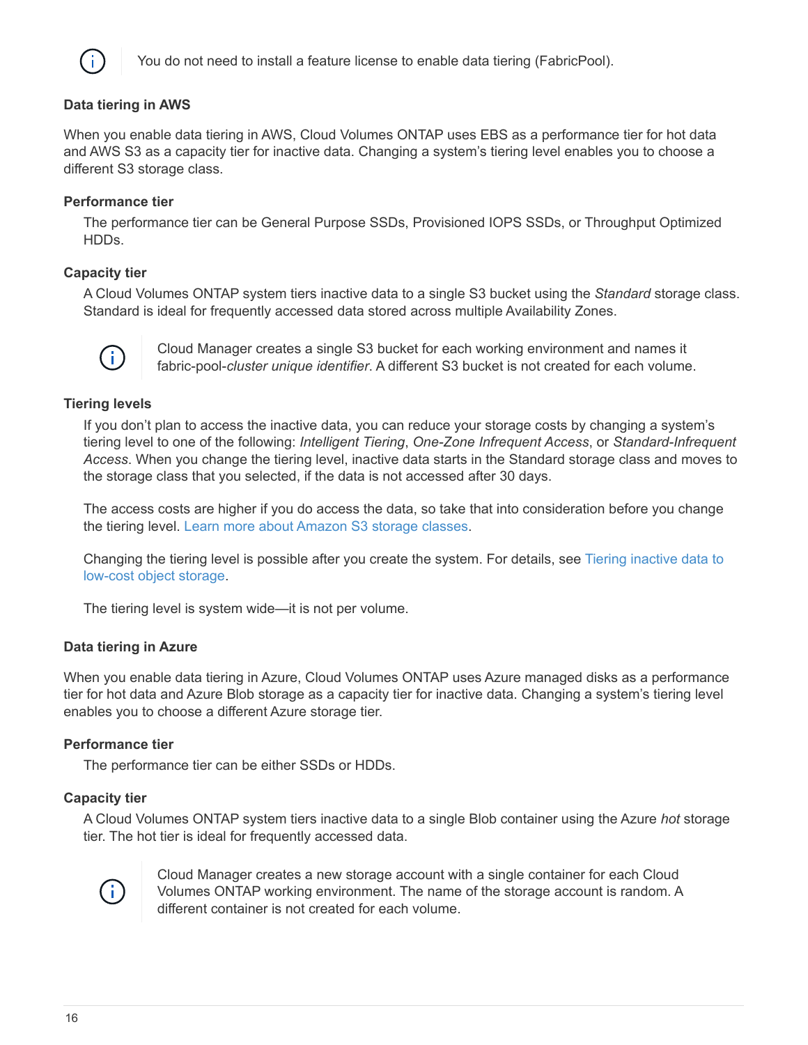> You do not need to install a feature license to enable data tiering (FabricPool).

#### Data tiering in AWS

When you enable data tiering in AWS, Cloud Volumes ONTAP uses EBS as a performance tier for hot data and AWS S3 as a capacity tier for inactive data. Changing a system's tiering level enables you to choose a different S3 storage class.

##### Performance tier

The performance tier can be General Purpose SSDs, Provisioned IOPS SSDs, or Throughput Optimized HDDs.

##### Capacity tier

A Cloud Volumes ONTAP system tiers inactive data to a single S3 bucket using the *Standard* storage class. Standard is ideal for frequently accessed data stored across multiple Availability Zones.

> Cloud Manager creates a single S3 bucket for each working environment and names it fabric-pool-*cluster unique identifier*. A different S3 bucket is not created for each volume.

##### Tiering levels

If you don't plan to access the inactive data, you can reduce your storage costs by changing a system's tiering level to one of the following: *Intelligent Tiering*, *One-Zone Infrequent Access*, or *Standard-Infrequent Access*. When you change the tiering level, inactive data starts in the Standard storage class and moves to the storage class that you selected, if the data is not accessed after 30 days.

The access costs are higher if you do access the data, so take that into consideration before you change the tiering level. Learn more about Amazon S3 storage classes.

Changing the tiering level is possible after you create the system. For details, see Tiering inactive data to low-cost object storage.

The tiering level is system wide—it is not per volume.

#### Data tiering in Azure

When you enable data tiering in Azure, Cloud Volumes ONTAP uses Azure managed disks as a performance tier for hot data and Azure Blob storage as a capacity tier for inactive data. Changing a system's tiering level enables you to choose a different Azure storage tier.

##### Performance tier

The performance tier can be either SSDs or HDDs.

##### Capacity tier

A Cloud Volumes ONTAP system tiers inactive data to a single Blob container using the Azure *hot* storage tier. The hot tier is ideal for frequently accessed data.

> Cloud Manager creates a new storage account with a single container for each Cloud Volumes ONTAP working environment. The name of the storage account is random. A different container is not created for each volume.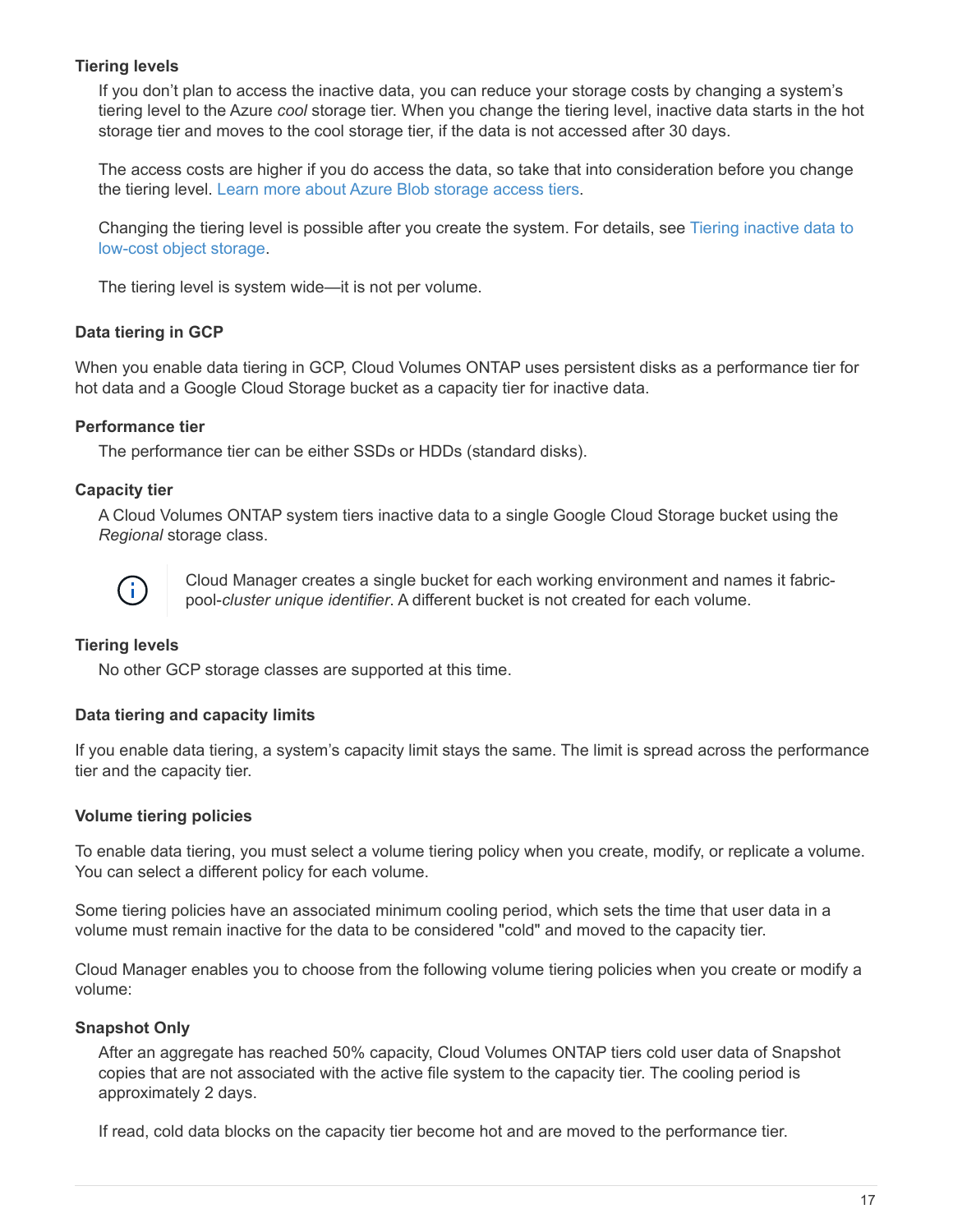**Tiering levels**

If you don't plan to access the inactive data, you can reduce your storage costs by changing a system's tiering level to the Azure *cool* storage tier. When you change the tiering level, inactive data starts in the hot storage tier and moves to the cool storage tier, if the data is not accessed after 30 days.

The access costs are higher if you do access the data, so take that into consideration before you change the tiering level. Learn more about Azure Blob storage access tiers.

Changing the tiering level is possible after you create the system. For details, see Tiering inactive data to low-cost object storage.

The tiering level is system wide—it is not per volume.

### Data tiering in GCP

When you enable data tiering in GCP, Cloud Volumes ONTAP uses persistent disks as a performance tier for hot data and a Google Cloud Storage bucket as a capacity tier for inactive data.

**Performance tier**

The performance tier can be either SSDs or HDDs (standard disks).

**Capacity tier**

A Cloud Volumes ONTAP system tiers inactive data to a single Google Cloud Storage bucket using the *Regional* storage class.

> Cloud Manager creates a single bucket for each working environment and names it fabric-pool-*cluster unique identifier*. A different bucket is not created for each volume.

**Tiering levels**

No other GCP storage classes are supported at this time.

### Data tiering and capacity limits

If you enable data tiering, a system's capacity limit stays the same. The limit is spread across the performance tier and the capacity tier.

### Volume tiering policies

To enable data tiering, you must select a volume tiering policy when you create, modify, or replicate a volume. You can select a different policy for each volume.

Some tiering policies have an associated minimum cooling period, which sets the time that user data in a volume must remain inactive for the data to be considered "cold" and moved to the capacity tier.

Cloud Manager enables you to choose from the following volume tiering policies when you create or modify a volume:

**Snapshot Only**

After an aggregate has reached 50% capacity, Cloud Volumes ONTAP tiers cold user data of Snapshot copies that are not associated with the active file system to the capacity tier. The cooling period is approximately 2 days.

If read, cold data blocks on the capacity tier become hot and are moved to the performance tier.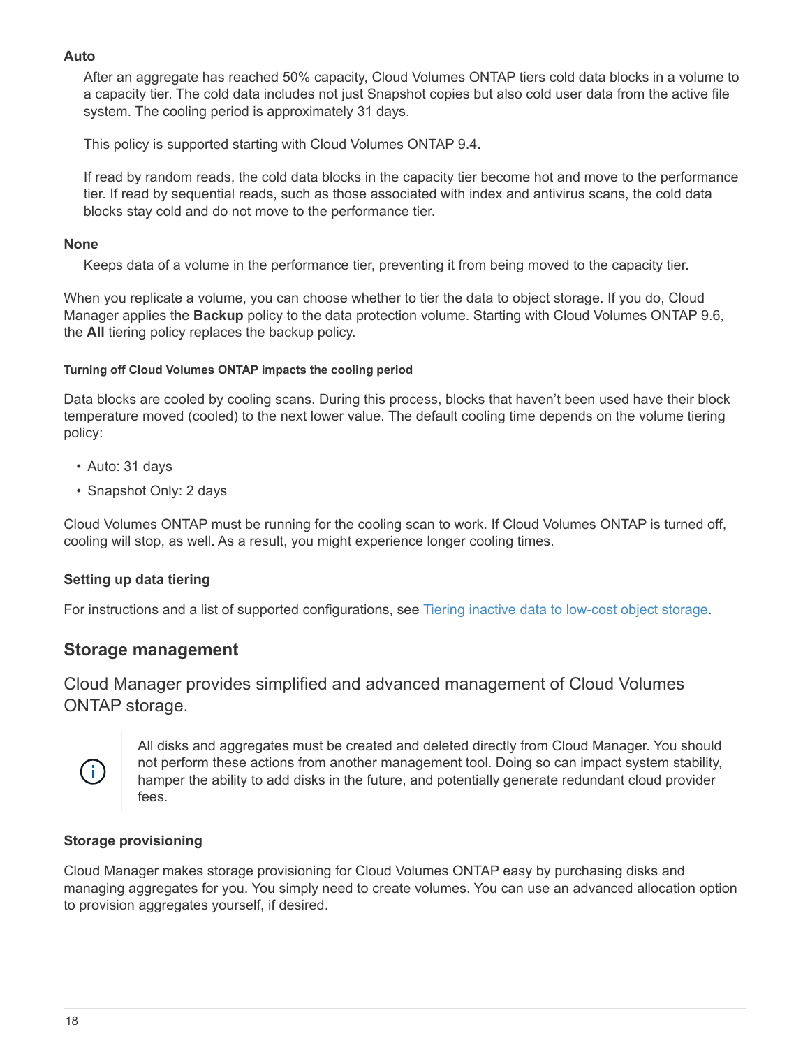**Auto**

After an aggregate has reached 50% capacity, Cloud Volumes ONTAP tiers cold data blocks in a volume to a capacity tier. The cold data includes not just Snapshot copies but also cold user data from the active file system. The cooling period is approximately 31 days.

This policy is supported starting with Cloud Volumes ONTAP 9.4.

If read by random reads, the cold data blocks in the capacity tier become hot and move to the performance tier. If read by sequential reads, such as those associated with index and antivirus scans, the cold data blocks stay cold and do not move to the performance tier.

**None**

Keeps data of a volume in the performance tier, preventing it from being moved to the capacity tier.

When you replicate a volume, you can choose whether to tier the data to object storage. If you do, Cloud Manager applies the **Backup** policy to the data protection volume. Starting with Cloud Volumes ONTAP 9.6, the **All** tiering policy replaces the backup policy.

#### Turning off Cloud Volumes ONTAP impacts the cooling period

Data blocks are cooled by cooling scans. During this process, blocks that haven't been used have their block temperature moved (cooled) to the next lower value. The default cooling time depends on the volume tiering policy:

- Auto: 31 days
- Snapshot Only: 2 days

Cloud Volumes ONTAP must be running for the cooling scan to work. If Cloud Volumes ONTAP is turned off, cooling will stop, as well. As a result, you might experience longer cooling times.

### Setting up data tiering

For instructions and a list of supported configurations, see Tiering inactive data to low-cost object storage.

## Storage management

Cloud Manager provides simplified and advanced management of Cloud Volumes ONTAP storage.

> All disks and aggregates must be created and deleted directly from Cloud Manager. You should not perform these actions from another management tool. Doing so can impact system stability, hamper the ability to add disks in the future, and potentially generate redundant cloud provider fees.

### Storage provisioning

Cloud Manager makes storage provisioning for Cloud Volumes ONTAP easy by purchasing disks and managing aggregates for you. You simply need to create volumes. You can use an advanced allocation option to provision aggregates yourself, if desired.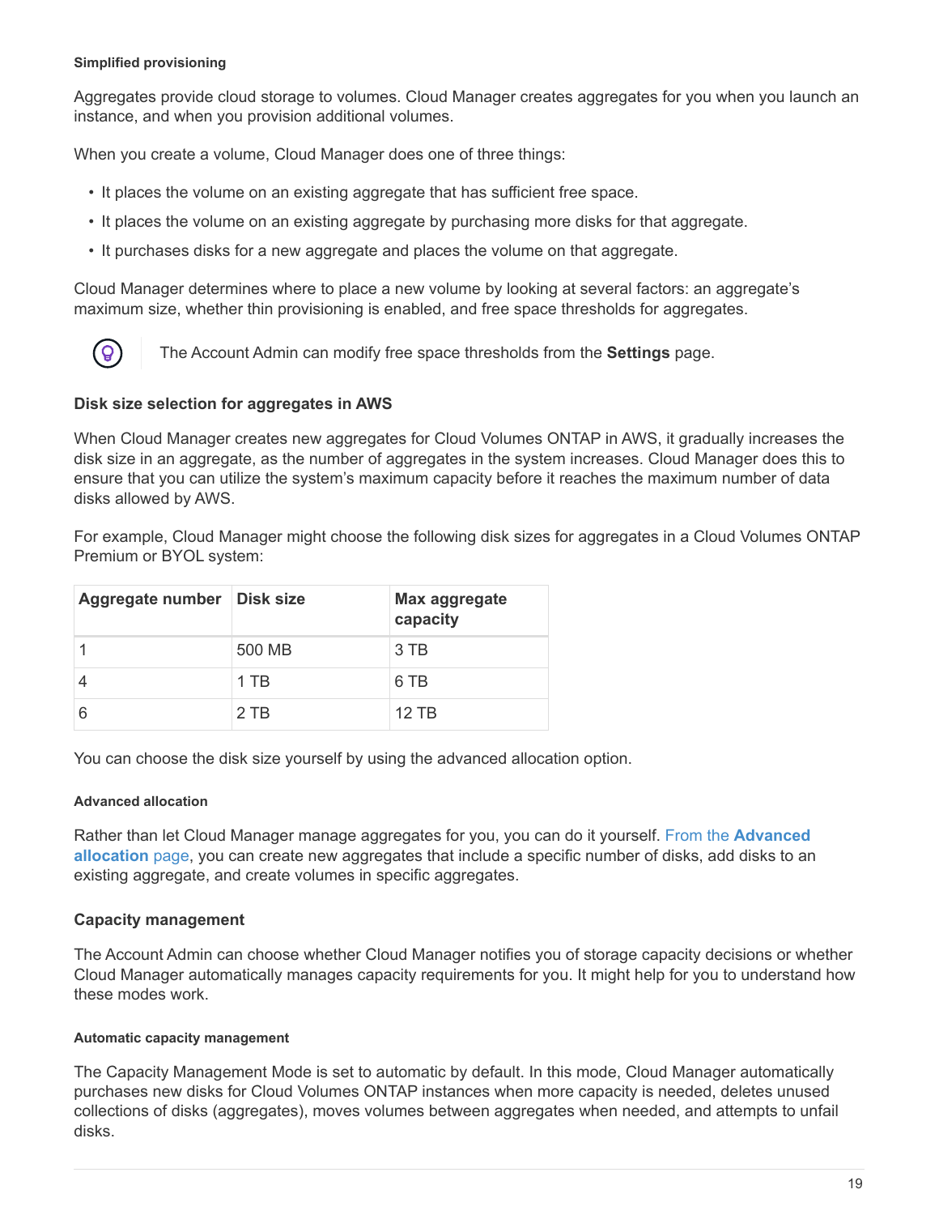#### Simplified provisioning

Aggregates provide cloud storage to volumes. Cloud Manager creates aggregates for you when you launch an instance, and when you provision additional volumes.

When you create a volume, Cloud Manager does one of three things:

- It places the volume on an existing aggregate that has sufficient free space.
- It places the volume on an existing aggregate by purchasing more disks for that aggregate.
- It purchases disks for a new aggregate and places the volume on that aggregate.

Cloud Manager determines where to place a new volume by looking at several factors: an aggregate's maximum size, whether thin provisioning is enabled, and free space thresholds for aggregates.

> The Account Admin can modify free space thresholds from the **Settings** page.

### Disk size selection for aggregates in AWS

When Cloud Manager creates new aggregates for Cloud Volumes ONTAP in AWS, it gradually increases the disk size in an aggregate, as the number of aggregates in the system increases. Cloud Manager does this to ensure that you can utilize the system's maximum capacity before it reaches the maximum number of data disks allowed by AWS.

For example, Cloud Manager might choose the following disk sizes for aggregates in a Cloud Volumes ONTAP Premium or BYOL system:

| Aggregate number | Disk size | Max aggregate capacity |
| --- | --- | --- |
| 1 | 500 MB | 3 TB |
| 4 | 1 TB | 6 TB |
| 6 | 2 TB | 12 TB |

You can choose the disk size yourself by using the advanced allocation option.

#### Advanced allocation

Rather than let Cloud Manager manage aggregates for you, you can do it yourself. From the **Advanced allocation** page, you can create new aggregates that include a specific number of disks, add disks to an existing aggregate, and create volumes in specific aggregates.

### Capacity management

The Account Admin can choose whether Cloud Manager notifies you of storage capacity decisions or whether Cloud Manager automatically manages capacity requirements for you. It might help for you to understand how these modes work.

#### Automatic capacity management

The Capacity Management Mode is set to automatic by default. In this mode, Cloud Manager automatically purchases new disks for Cloud Volumes ONTAP instances when more capacity is needed, deletes unused collections of disks (aggregates), moves volumes between aggregates when needed, and attempts to unfail disks.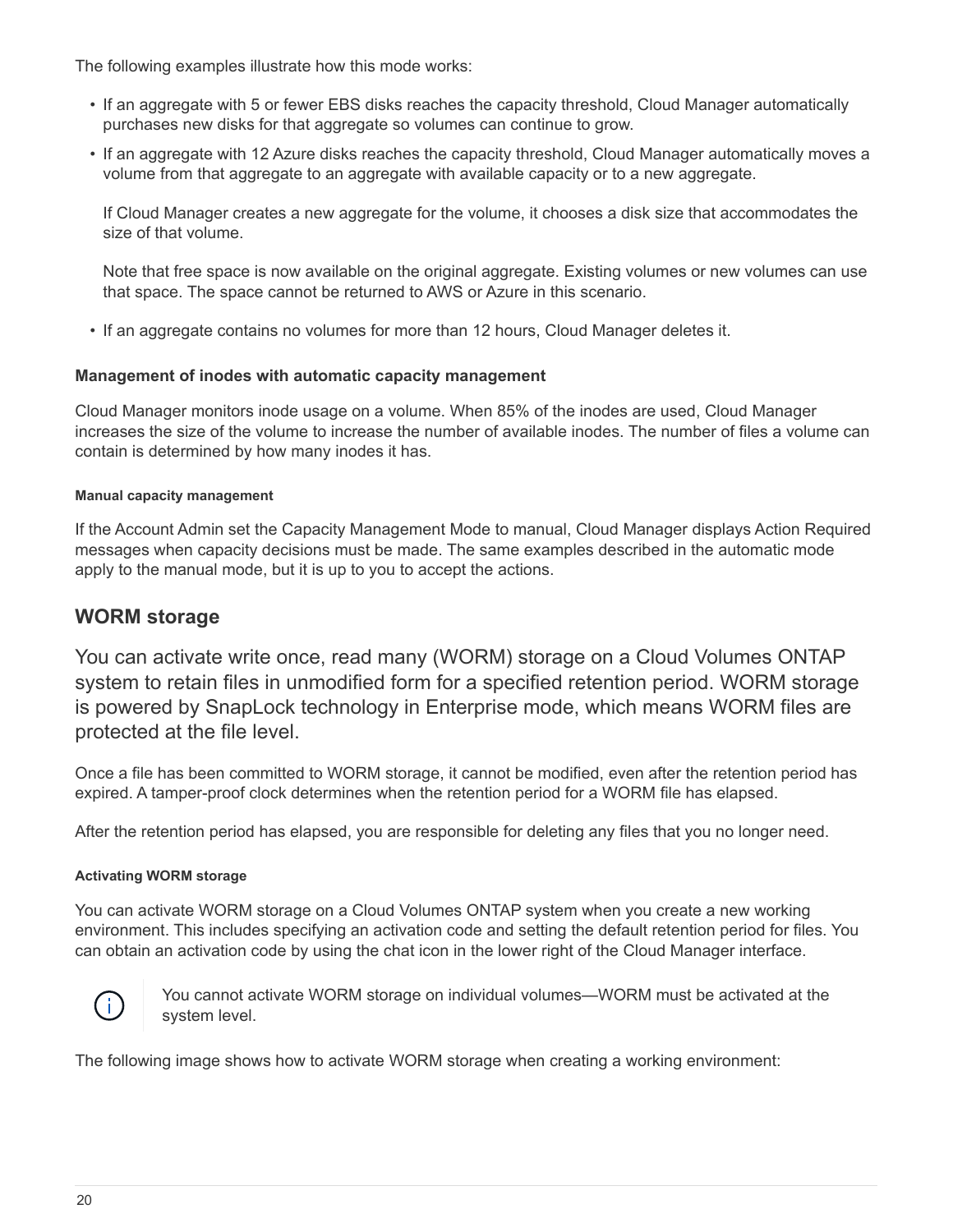The following examples illustrate how this mode works:

- If an aggregate with 5 or fewer EBS disks reaches the capacity threshold, Cloud Manager automatically purchases new disks for that aggregate so volumes can continue to grow.
- If an aggregate with 12 Azure disks reaches the capacity threshold, Cloud Manager automatically moves a volume from that aggregate to an aggregate with available capacity or to a new aggregate.

  If Cloud Manager creates a new aggregate for the volume, it chooses a disk size that accommodates the size of that volume.

  Note that free space is now available on the original aggregate. Existing volumes or new volumes can use that space. The space cannot be returned to AWS or Azure in this scenario.

- If an aggregate contains no volumes for more than 12 hours, Cloud Manager deletes it.

#### Management of inodes with automatic capacity management

Cloud Manager monitors inode usage on a volume. When 85% of the inodes are used, Cloud Manager increases the size of the volume to increase the number of available inodes. The number of files a volume can contain is determined by how many inodes it has.

##### Manual capacity management

If the Account Admin set the Capacity Management Mode to manual, Cloud Manager displays Action Required messages when capacity decisions must be made. The same examples described in the automatic mode apply to the manual mode, but it is up to you to accept the actions.

## WORM storage

You can activate write once, read many (WORM) storage on a Cloud Volumes ONTAP system to retain files in unmodified form for a specified retention period. WORM storage is powered by SnapLock technology in Enterprise mode, which means WORM files are protected at the file level.

Once a file has been committed to WORM storage, it cannot be modified, even after the retention period has expired. A tamper-proof clock determines when the retention period for a WORM file has elapsed.

After the retention period has elapsed, you are responsible for deleting any files that you no longer need.

##### Activating WORM storage

You can activate WORM storage on a Cloud Volumes ONTAP system when you create a new working environment. This includes specifying an activation code and setting the default retention period for files. You can obtain an activation code by using the chat icon in the lower right of the Cloud Manager interface.

> You cannot activate WORM storage on individual volumes—WORM must be activated at the system level.

The following image shows how to activate WORM storage when creating a working environment: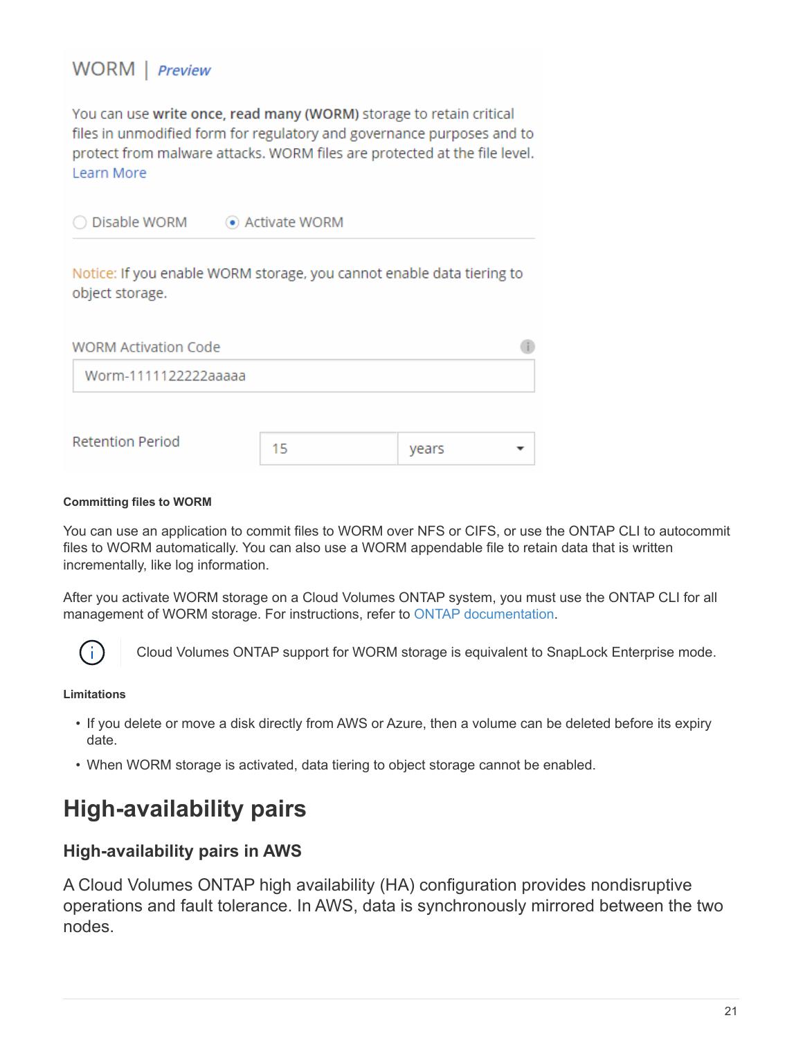WORM | *Preview*

You can use **write once, read many (WORM)** storage to retain critical files in unmodified form for regulatory and governance purposes and to protect from malware attacks. WORM files are protected at the file level. Learn More

○ Disable WORM   ◉ Activate WORM

Notice: If you enable WORM storage, you cannot enable data tiering to object storage.

WORM Activation Code

Worm-1111122222aaaaa

Retention Period   15   years

#### Committing files to WORM

You can use an application to commit files to WORM over NFS or CIFS, or use the ONTAP CLI to autocommit files to WORM automatically. You can also use a WORM appendable file to retain data that is written incrementally, like log information.

After you activate WORM storage on a Cloud Volumes ONTAP system, you must use the ONTAP CLI for all management of WORM storage. For instructions, refer to ONTAP documentation.

> Cloud Volumes ONTAP support for WORM storage is equivalent to SnapLock Enterprise mode.

#### Limitations

- If you delete or move a disk directly from AWS or Azure, then a volume can be deleted before its expiry date.
- When WORM storage is activated, data tiering to object storage cannot be enabled.

# High-availability pairs

## High-availability pairs in AWS

A Cloud Volumes ONTAP high availability (HA) configuration provides nondisruptive operations and fault tolerance. In AWS, data is synchronously mirrored between the two nodes.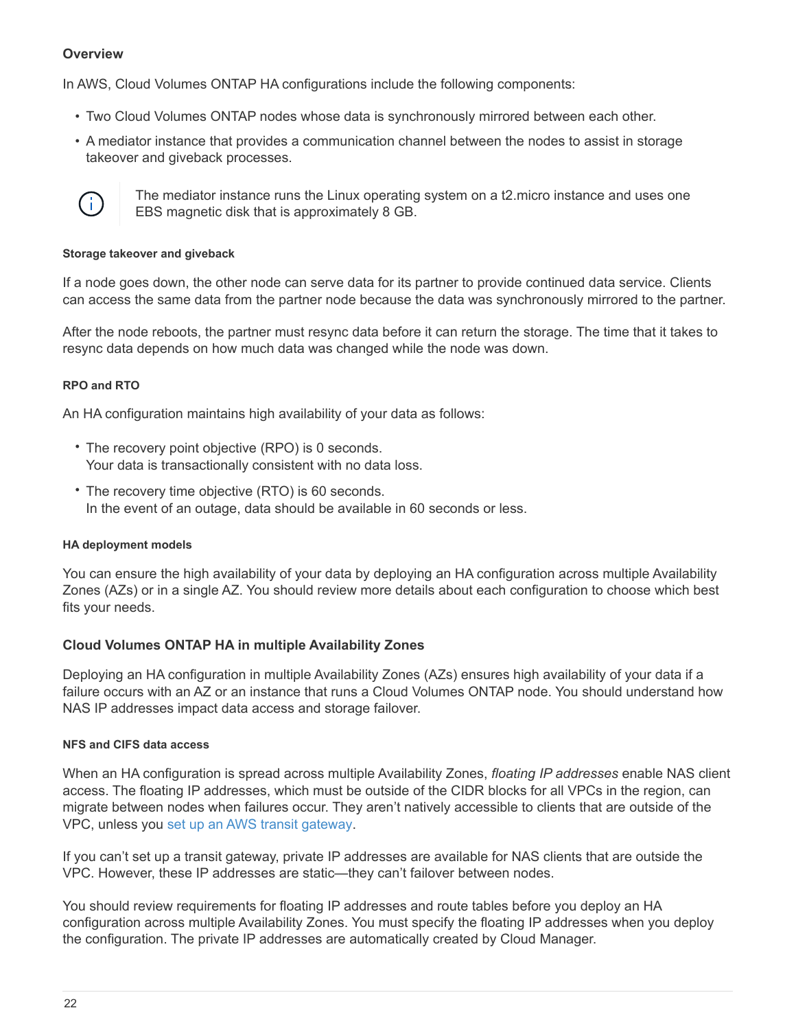### Overview

In AWS, Cloud Volumes ONTAP HA configurations include the following components:

- Two Cloud Volumes ONTAP nodes whose data is synchronously mirrored between each other.
- A mediator instance that provides a communication channel between the nodes to assist in storage takeover and giveback processes.

> The mediator instance runs the Linux operating system on a t2.micro instance and uses one EBS magnetic disk that is approximately 8 GB.

#### Storage takeover and giveback

If a node goes down, the other node can serve data for its partner to provide continued data service. Clients can access the same data from the partner node because the data was synchronously mirrored to the partner.

After the node reboots, the partner must resync data before it can return the storage. The time that it takes to resync data depends on how much data was changed while the node was down.

#### RPO and RTO

An HA configuration maintains high availability of your data as follows:

- The recovery point objective (RPO) is 0 seconds.
  Your data is transactionally consistent with no data loss.
- The recovery time objective (RTO) is 60 seconds.
  In the event of an outage, data should be available in 60 seconds or less.

#### HA deployment models

You can ensure the high availability of your data by deploying an HA configuration across multiple Availability Zones (AZs) or in a single AZ. You should review more details about each configuration to choose which best fits your needs.

### Cloud Volumes ONTAP HA in multiple Availability Zones

Deploying an HA configuration in multiple Availability Zones (AZs) ensures high availability of your data if a failure occurs with an AZ or an instance that runs a Cloud Volumes ONTAP node. You should understand how NAS IP addresses impact data access and storage failover.

#### NFS and CIFS data access

When an HA configuration is spread across multiple Availability Zones, *floating IP addresses* enable NAS client access. The floating IP addresses, which must be outside of the CIDR blocks for all VPCs in the region, can migrate between nodes when failures occur. They aren't natively accessible to clients that are outside of the VPC, unless you set up an AWS transit gateway.

If you can't set up a transit gateway, private IP addresses are available for NAS clients that are outside the VPC. However, these IP addresses are static—they can't failover between nodes.

You should review requirements for floating IP addresses and route tables before you deploy an HA configuration across multiple Availability Zones. You must specify the floating IP addresses when you deploy the configuration. The private IP addresses are automatically created by Cloud Manager.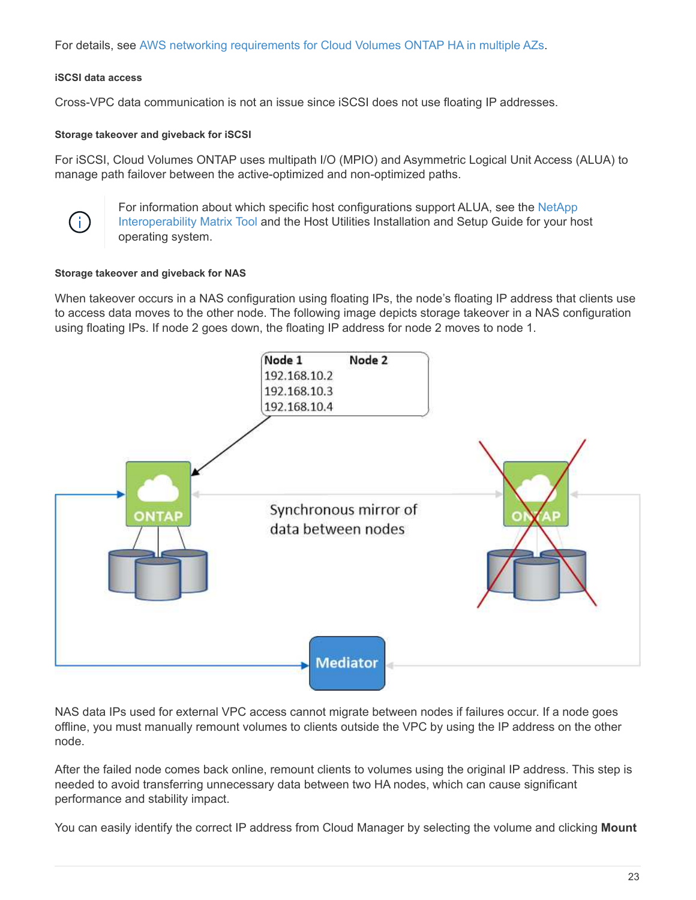For details, see AWS networking requirements for Cloud Volumes ONTAP HA in multiple AZs.

#### iSCSI data access

Cross-VPC data communication is not an issue since iSCSI does not use floating IP addresses.

#### Storage takeover and giveback for iSCSI

For iSCSI, Cloud Volumes ONTAP uses multipath I/O (MPIO) and Asymmetric Logical Unit Access (ALUA) to manage path failover between the active-optimized and non-optimized paths.

> For information about which specific host configurations support ALUA, see the NetApp Interoperability Matrix Tool and the Host Utilities Installation and Setup Guide for your host operating system.

#### Storage takeover and giveback for NAS

When takeover occurs in a NAS configuration using floating IPs, the node's floating IP address that clients use to access data moves to the other node. The following image depicts storage takeover in a NAS configuration using floating IPs. If node 2 goes down, the floating IP address for node 2 moves to node 1.

NAS data IPs used for external VPC access cannot migrate between nodes if failures occur. If a node goes offline, you must manually remount volumes to clients outside the VPC by using the IP address on the other node.

After the failed node comes back online, remount clients to volumes using the original IP address. This step is needed to avoid transferring unnecessary data between two HA nodes, which can cause significant performance and stability impact.

You can easily identify the correct IP address from Cloud Manager by selecting the volume and clicking **Mount**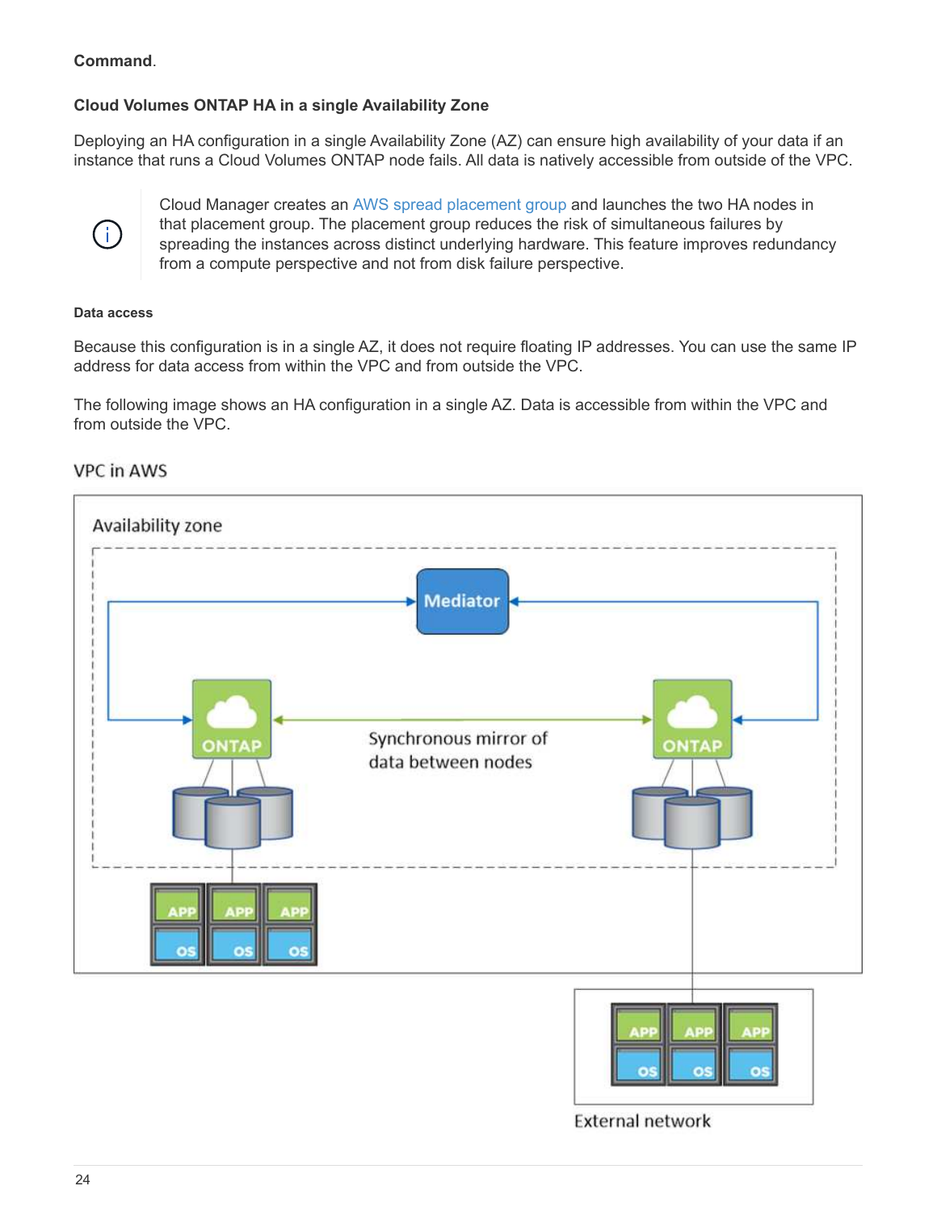**Command**.

### Cloud Volumes ONTAP HA in a single Availability Zone

Deploying an HA configuration in a single Availability Zone (AZ) can ensure high availability of your data if an instance that runs a Cloud Volumes ONTAP node fails. All data is natively accessible from outside of the VPC.

> Cloud Manager creates an AWS spread placement group and launches the two HA nodes in that placement group. The placement group reduces the risk of simultaneous failures by spreading the instances across distinct underlying hardware. This feature improves redundancy from a compute perspective and not from disk failure perspective.

#### Data access

Because this configuration is in a single AZ, it does not require floating IP addresses. You can use the same IP address for data access from within the VPC and from outside the VPC.

The following image shows an HA configuration in a single AZ. Data is accessible from within the VPC and from outside the VPC.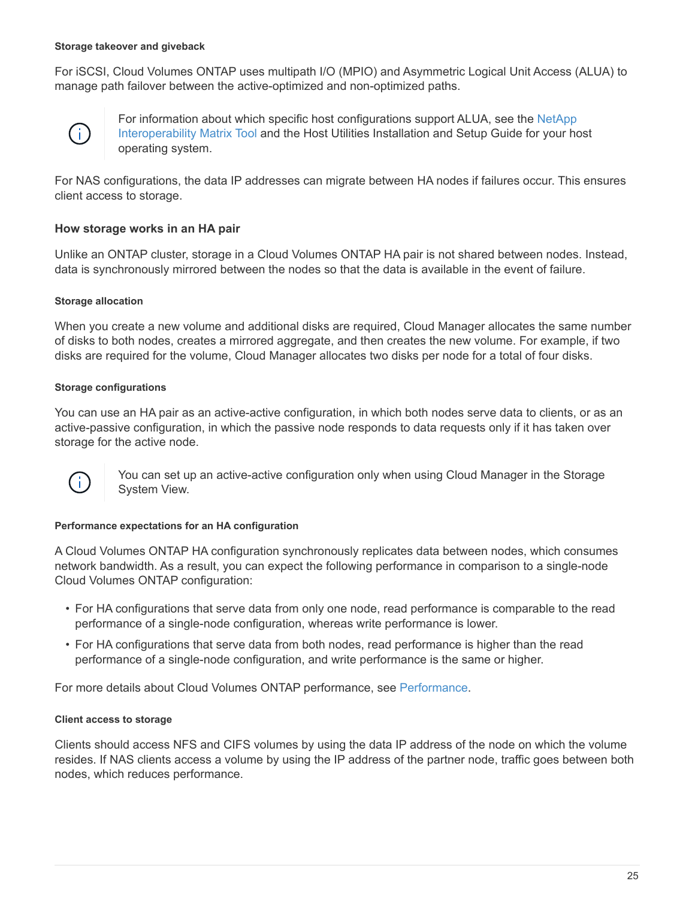#### Storage takeover and giveback

For iSCSI, Cloud Volumes ONTAP uses multipath I/O (MPIO) and Asymmetric Logical Unit Access (ALUA) to manage path failover between the active-optimized and non-optimized paths.

> For information about which specific host configurations support ALUA, see the NetApp Interoperability Matrix Tool and the Host Utilities Installation and Setup Guide for your host operating system.

For NAS configurations, the data IP addresses can migrate between HA nodes if failures occur. This ensures client access to storage.

### How storage works in an HA pair

Unlike an ONTAP cluster, storage in a Cloud Volumes ONTAP HA pair is not shared between nodes. Instead, data is synchronously mirrored between the nodes so that the data is available in the event of failure.

#### Storage allocation

When you create a new volume and additional disks are required, Cloud Manager allocates the same number of disks to both nodes, creates a mirrored aggregate, and then creates the new volume. For example, if two disks are required for the volume, Cloud Manager allocates two disks per node for a total of four disks.

#### Storage configurations

You can use an HA pair as an active-active configuration, in which both nodes serve data to clients, or as an active-passive configuration, in which the passive node responds to data requests only if it has taken over storage for the active node.

> You can set up an active-active configuration only when using Cloud Manager in the Storage System View.

#### Performance expectations for an HA configuration

A Cloud Volumes ONTAP HA configuration synchronously replicates data between nodes, which consumes network bandwidth. As a result, you can expect the following performance in comparison to a single-node Cloud Volumes ONTAP configuration:

- For HA configurations that serve data from only one node, read performance is comparable to the read performance of a single-node configuration, whereas write performance is lower.
- For HA configurations that serve data from both nodes, read performance is higher than the read performance of a single-node configuration, and write performance is the same or higher.

For more details about Cloud Volumes ONTAP performance, see Performance.

#### Client access to storage

Clients should access NFS and CIFS volumes by using the data IP address of the node on which the volume resides. If NAS clients access a volume by using the IP address of the partner node, traffic goes between both nodes, which reduces performance.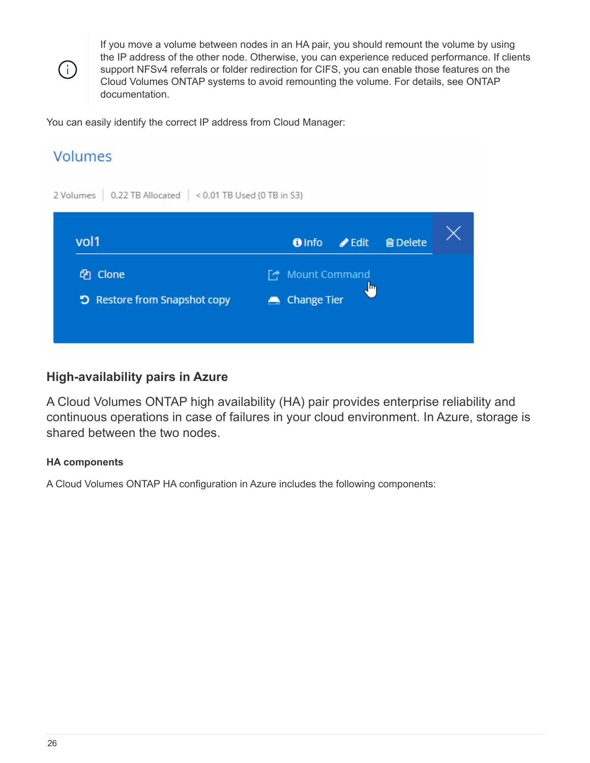> If you move a volume between nodes in an HA pair, you should remount the volume by using the IP address of the other node. Otherwise, you can experience reduced performance. If clients support NFSv4 referrals or folder redirection for CIFS, you can enable those features on the Cloud Volumes ONTAP systems to avoid remounting the volume. For details, see ONTAP documentation.

You can easily identify the correct IP address from Cloud Manager:

### High-availability pairs in Azure

A Cloud Volumes ONTAP high availability (HA) pair provides enterprise reliability and continuous operations in case of failures in your cloud environment. In Azure, storage is shared between the two nodes.

#### HA components

A Cloud Volumes ONTAP HA configuration in Azure includes the following components: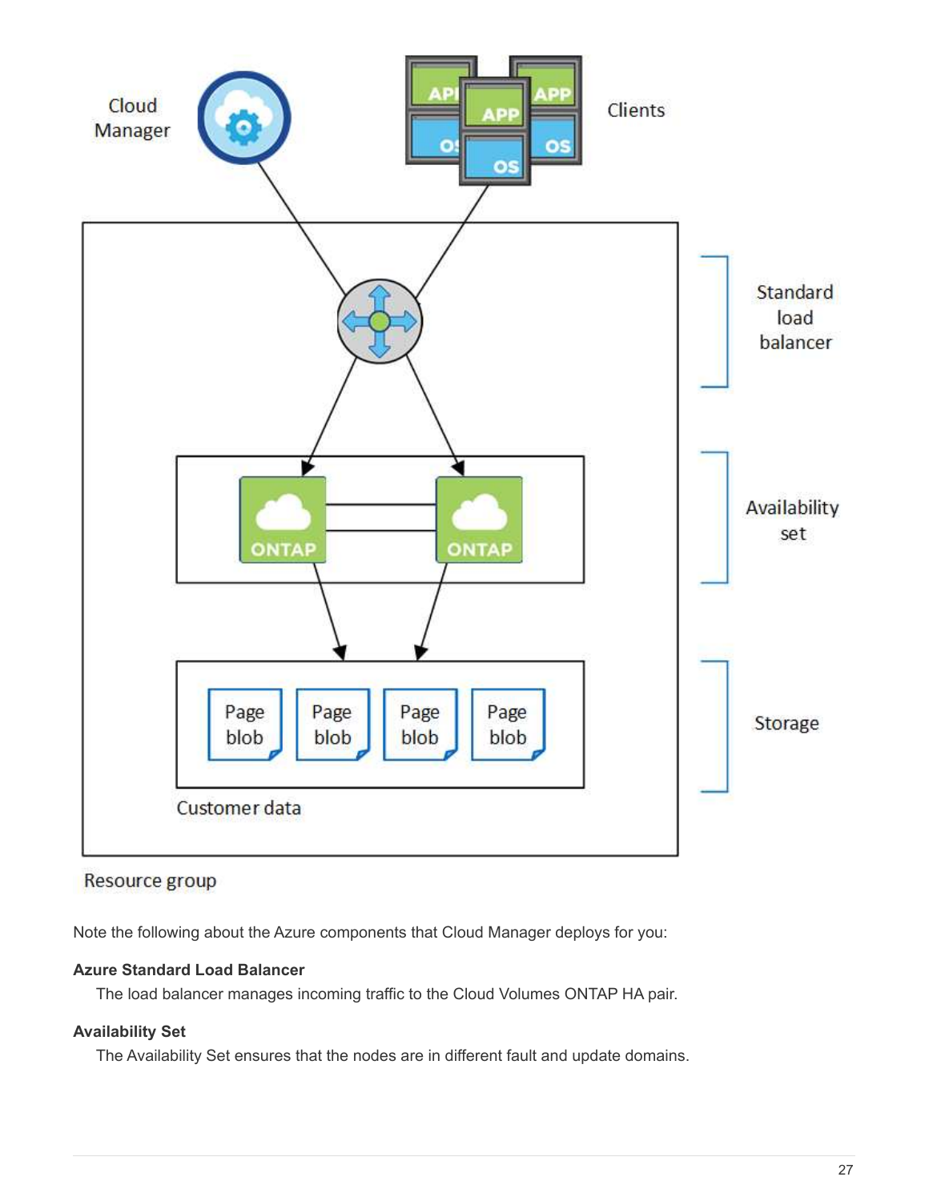Note the following about the Azure components that Cloud Manager deploys for you:

**Azure Standard Load Balancer**

The load balancer manages incoming traffic to the Cloud Volumes ONTAP HA pair.

**Availability Set**

The Availability Set ensures that the nodes are in different fault and update domains.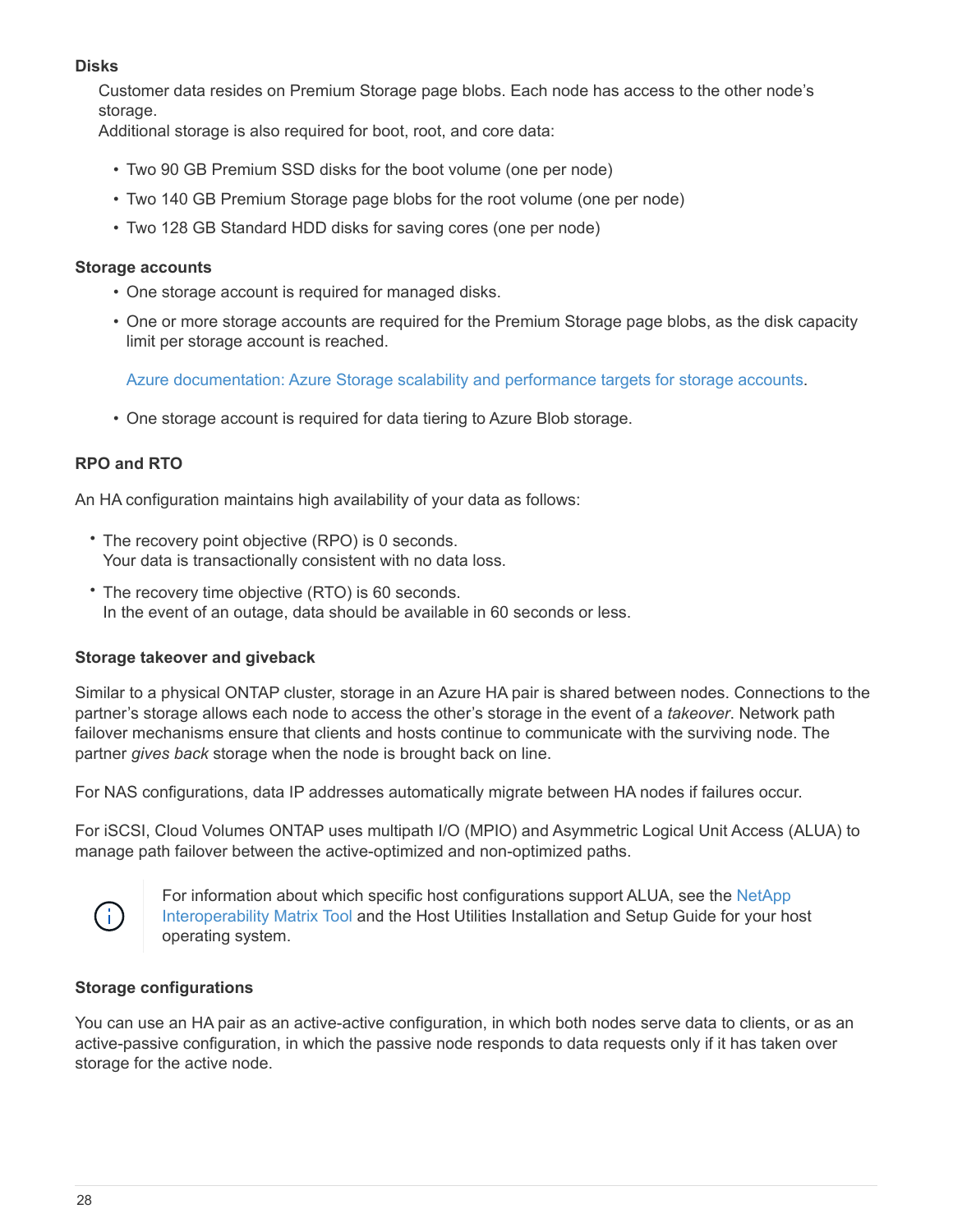#### Disks

Customer data resides on Premium Storage page blobs. Each node has access to the other node's storage.
Additional storage is also required for boot, root, and core data:

- Two 90 GB Premium SSD disks for the boot volume (one per node)
- Two 140 GB Premium Storage page blobs for the root volume (one per node)
- Two 128 GB Standard HDD disks for saving cores (one per node)

#### Storage accounts

- One storage account is required for managed disks.
- One or more storage accounts are required for the Premium Storage page blobs, as the disk capacity limit per storage account is reached.

  Azure documentation: Azure Storage scalability and performance targets for storage accounts.

- One storage account is required for data tiering to Azure Blob storage.

#### RPO and RTO

An HA configuration maintains high availability of your data as follows:

- The recovery point objective (RPO) is 0 seconds.
  Your data is transactionally consistent with no data loss.
- The recovery time objective (RTO) is 60 seconds.
  In the event of an outage, data should be available in 60 seconds or less.

#### Storage takeover and giveback

Similar to a physical ONTAP cluster, storage in an Azure HA pair is shared between nodes. Connections to the partner's storage allows each node to access the other's storage in the event of a *takeover*. Network path failover mechanisms ensure that clients and hosts continue to communicate with the surviving node. The partner *gives back* storage when the node is brought back on line.

For NAS configurations, data IP addresses automatically migrate between HA nodes if failures occur.

For iSCSI, Cloud Volumes ONTAP uses multipath I/O (MPIO) and Asymmetric Logical Unit Access (ALUA) to manage path failover between the active-optimized and non-optimized paths.

> For information about which specific host configurations support ALUA, see the NetApp Interoperability Matrix Tool and the Host Utilities Installation and Setup Guide for your host operating system.

#### Storage configurations

You can use an HA pair as an active-active configuration, in which both nodes serve data to clients, or as an active-passive configuration, in which the passive node responds to data requests only if it has taken over storage for the active node.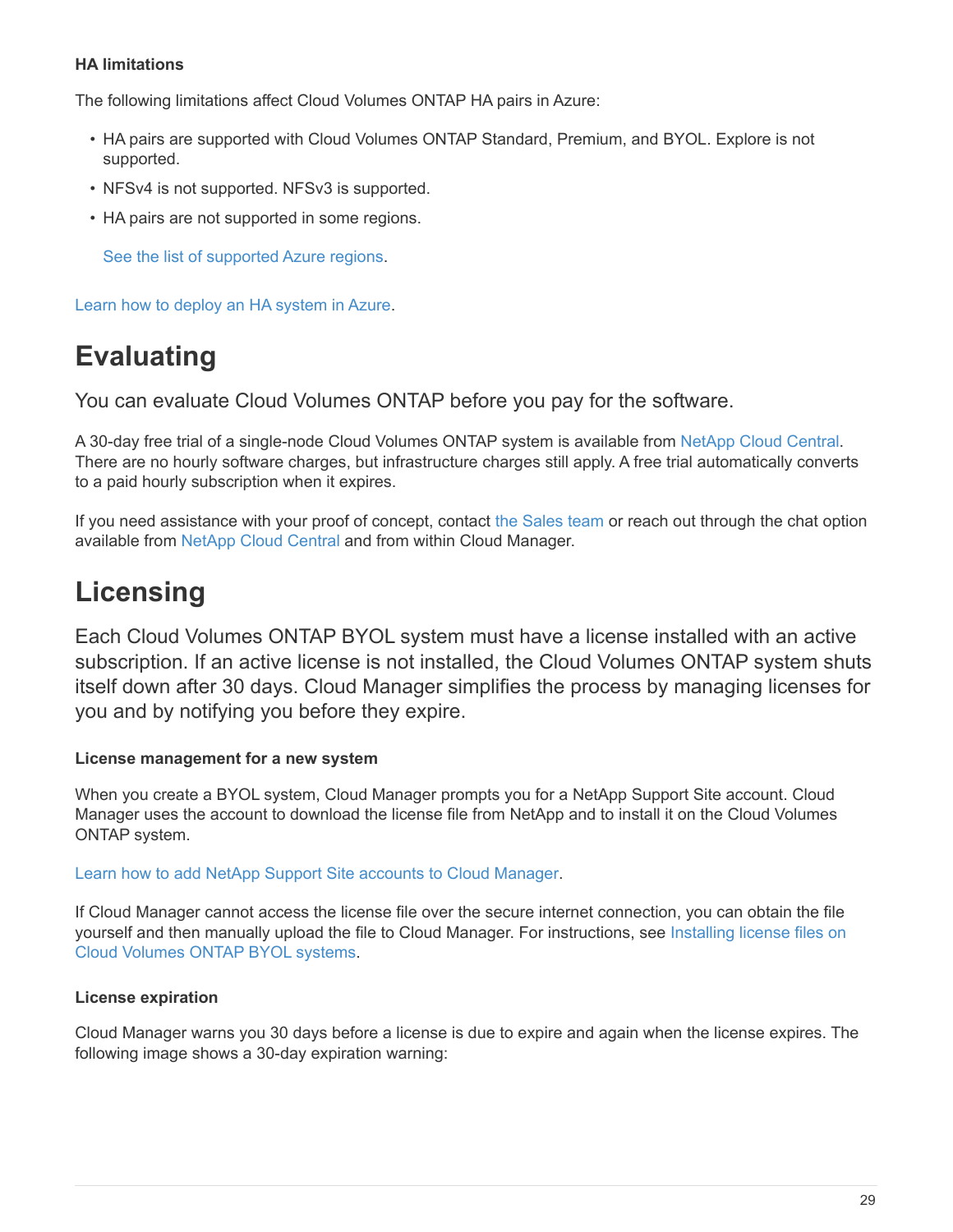#### HA limitations

The following limitations affect Cloud Volumes ONTAP HA pairs in Azure:

- HA pairs are supported with Cloud Volumes ONTAP Standard, Premium, and BYOL. Explore is not supported.
- NFSv4 is not supported. NFSv3 is supported.
- HA pairs are not supported in some regions.

  See the list of supported Azure regions.

Learn how to deploy an HA system in Azure.

# Evaluating

You can evaluate Cloud Volumes ONTAP before you pay for the software.

A 30-day free trial of a single-node Cloud Volumes ONTAP system is available from NetApp Cloud Central. There are no hourly software charges, but infrastructure charges still apply. A free trial automatically converts to a paid hourly subscription when it expires.

If you need assistance with your proof of concept, contact the Sales team or reach out through the chat option available from NetApp Cloud Central and from within Cloud Manager.

# Licensing

Each Cloud Volumes ONTAP BYOL system must have a license installed with an active subscription. If an active license is not installed, the Cloud Volumes ONTAP system shuts itself down after 30 days. Cloud Manager simplifies the process by managing licenses for you and by notifying you before they expire.

#### License management for a new system

When you create a BYOL system, Cloud Manager prompts you for a NetApp Support Site account. Cloud Manager uses the account to download the license file from NetApp and to install it on the Cloud Volumes ONTAP system.

Learn how to add NetApp Support Site accounts to Cloud Manager.

If Cloud Manager cannot access the license file over the secure internet connection, you can obtain the file yourself and then manually upload the file to Cloud Manager. For instructions, see Installing license files on Cloud Volumes ONTAP BYOL systems.

#### License expiration

Cloud Manager warns you 30 days before a license is due to expire and again when the license expires. The following image shows a 30-day expiration warning: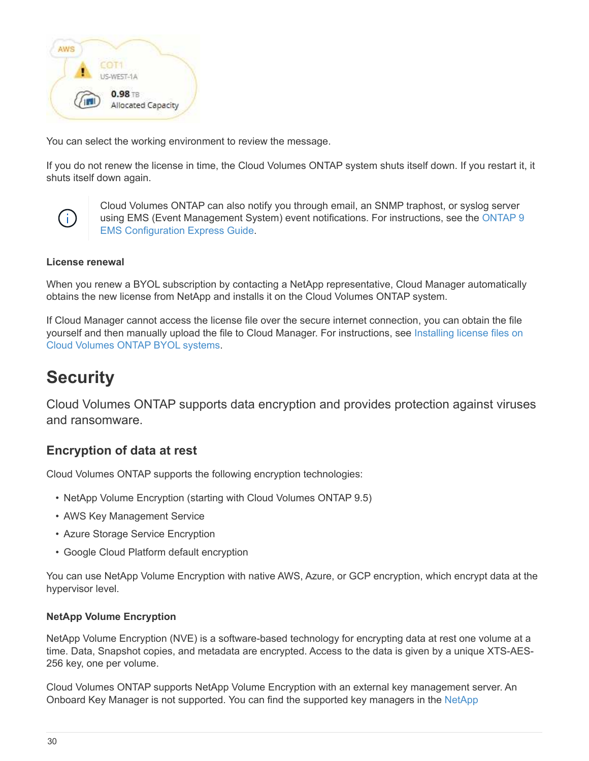You can select the working environment to review the message.

If you do not renew the license in time, the Cloud Volumes ONTAP system shuts itself down. If you restart it, it shuts itself down again.

> Cloud Volumes ONTAP can also notify you through email, an SNMP traphost, or syslog server using EMS (Event Management System) event notifications. For instructions, see the ONTAP 9 EMS Configuration Express Guide.

#### License renewal

When you renew a BYOL subscription by contacting a NetApp representative, Cloud Manager automatically obtains the new license from NetApp and installs it on the Cloud Volumes ONTAP system.

If Cloud Manager cannot access the license file over the secure internet connection, you can obtain the file yourself and then manually upload the file to Cloud Manager. For instructions, see Installing license files on Cloud Volumes ONTAP BYOL systems.

# Security

Cloud Volumes ONTAP supports data encryption and provides protection against viruses and ransomware.

## Encryption of data at rest

Cloud Volumes ONTAP supports the following encryption technologies:

- NetApp Volume Encryption (starting with Cloud Volumes ONTAP 9.5)
- AWS Key Management Service
- Azure Storage Service Encryption
- Google Cloud Platform default encryption

You can use NetApp Volume Encryption with native AWS, Azure, or GCP encryption, which encrypt data at the hypervisor level.

#### NetApp Volume Encryption

NetApp Volume Encryption (NVE) is a software-based technology for encrypting data at rest one volume at a time. Data, Snapshot copies, and metadata are encrypted. Access to the data is given by a unique XTS-AES-256 key, one per volume.

Cloud Volumes ONTAP supports NetApp Volume Encryption with an external key management server. An Onboard Key Manager is not supported. You can find the supported key managers in the NetApp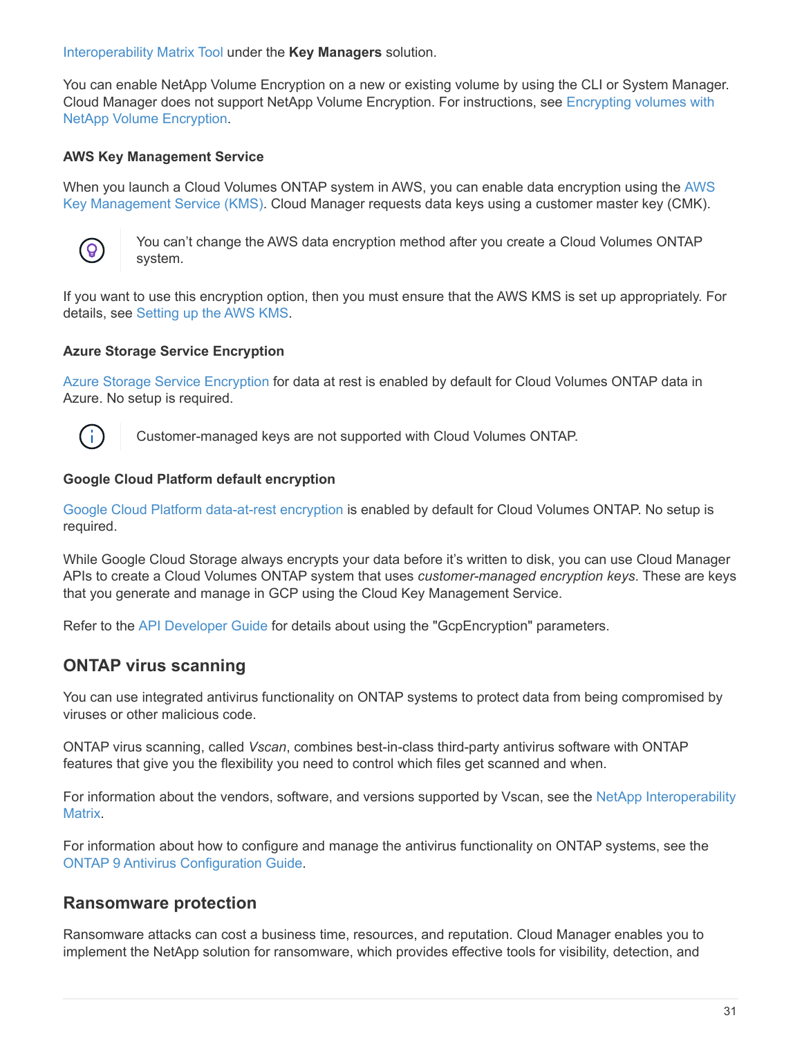Interoperability Matrix Tool under the **Key Managers** solution.

You can enable NetApp Volume Encryption on a new or existing volume by using the CLI or System Manager. Cloud Manager does not support NetApp Volume Encryption. For instructions, see Encrypting volumes with NetApp Volume Encryption.

#### AWS Key Management Service

When you launch a Cloud Volumes ONTAP system in AWS, you can enable data encryption using the AWS Key Management Service (KMS). Cloud Manager requests data keys using a customer master key (CMK).

> You can't change the AWS data encryption method after you create a Cloud Volumes ONTAP system.

If you want to use this encryption option, then you must ensure that the AWS KMS is set up appropriately. For details, see Setting up the AWS KMS.

#### Azure Storage Service Encryption

Azure Storage Service Encryption for data at rest is enabled by default for Cloud Volumes ONTAP data in Azure. No setup is required.

> Customer-managed keys are not supported with Cloud Volumes ONTAP.

#### Google Cloud Platform default encryption

Google Cloud Platform data-at-rest encryption is enabled by default for Cloud Volumes ONTAP. No setup is required.

While Google Cloud Storage always encrypts your data before it's written to disk, you can use Cloud Manager APIs to create a Cloud Volumes ONTAP system that uses *customer-managed encryption keys*. These are keys that you generate and manage in GCP using the Cloud Key Management Service.

Refer to the API Developer Guide for details about using the "GcpEncryption" parameters.

### ONTAP virus scanning

You can use integrated antivirus functionality on ONTAP systems to protect data from being compromised by viruses or other malicious code.

ONTAP virus scanning, called *Vscan*, combines best-in-class third-party antivirus software with ONTAP features that give you the flexibility you need to control which files get scanned and when.

For information about the vendors, software, and versions supported by Vscan, see the NetApp Interoperability Matrix.

For information about how to configure and manage the antivirus functionality on ONTAP systems, see the ONTAP 9 Antivirus Configuration Guide.

### Ransomware protection

Ransomware attacks can cost a business time, resources, and reputation. Cloud Manager enables you to implement the NetApp solution for ransomware, which provides effective tools for visibility, detection, and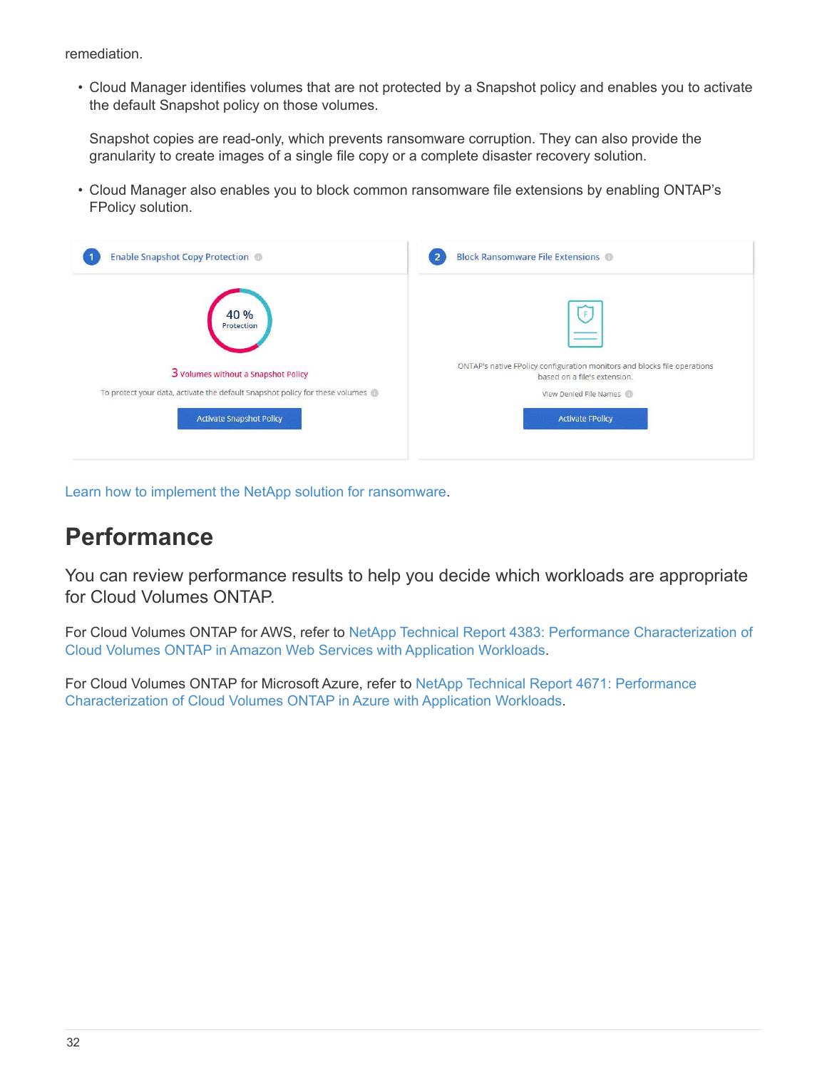remediation.

- Cloud Manager identifies volumes that are not protected by a Snapshot policy and enables you to activate the default Snapshot policy on those volumes.

  Snapshot copies are read-only, which prevents ransomware corruption. They can also provide the granularity to create images of a single file copy or a complete disaster recovery solution.

- Cloud Manager also enables you to block common ransomware file extensions by enabling ONTAP's FPolicy solution.

Learn how to implement the NetApp solution for ransomware.

## Performance

You can review performance results to help you decide which workloads are appropriate for Cloud Volumes ONTAP.

For Cloud Volumes ONTAP for AWS, refer to NetApp Technical Report 4383: Performance Characterization of Cloud Volumes ONTAP in Amazon Web Services with Application Workloads.

For Cloud Volumes ONTAP for Microsoft Azure, refer to NetApp Technical Report 4671: Performance Characterization of Cloud Volumes ONTAP in Azure with Application Workloads.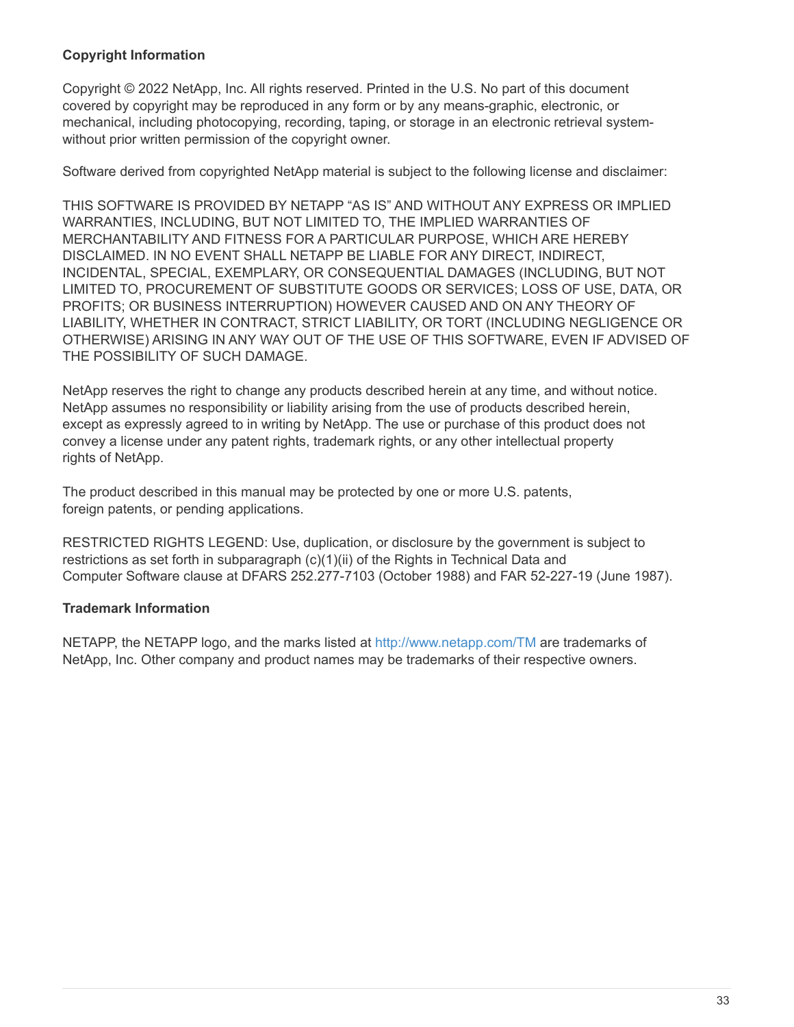### Copyright Information

Copyright © 2022 NetApp, Inc. All rights reserved. Printed in the U.S. No part of this document covered by copyright may be reproduced in any form or by any means-graphic, electronic, or mechanical, including photocopying, recording, taping, or storage in an electronic retrieval system-without prior written permission of the copyright owner.

Software derived from copyrighted NetApp material is subject to the following license and disclaimer:

THIS SOFTWARE IS PROVIDED BY NETAPP “AS IS” AND WITHOUT ANY EXPRESS OR IMPLIED WARRANTIES, INCLUDING, BUT NOT LIMITED TO, THE IMPLIED WARRANTIES OF MERCHANTABILITY AND FITNESS FOR A PARTICULAR PURPOSE, WHICH ARE HEREBY DISCLAIMED. IN NO EVENT SHALL NETAPP BE LIABLE FOR ANY DIRECT, INDIRECT, INCIDENTAL, SPECIAL, EXEMPLARY, OR CONSEQUENTIAL DAMAGES (INCLUDING, BUT NOT LIMITED TO, PROCUREMENT OF SUBSTITUTE GOODS OR SERVICES; LOSS OF USE, DATA, OR PROFITS; OR BUSINESS INTERRUPTION) HOWEVER CAUSED AND ON ANY THEORY OF LIABILITY, WHETHER IN CONTRACT, STRICT LIABILITY, OR TORT (INCLUDING NEGLIGENCE OR OTHERWISE) ARISING IN ANY WAY OUT OF THE USE OF THIS SOFTWARE, EVEN IF ADVISED OF THE POSSIBILITY OF SUCH DAMAGE.

NetApp reserves the right to change any products described herein at any time, and without notice. NetApp assumes no responsibility or liability arising from the use of products described herein, except as expressly agreed to in writing by NetApp. The use or purchase of this product does not convey a license under any patent rights, trademark rights, or any other intellectual property rights of NetApp.

The product described in this manual may be protected by one or more U.S. patents, foreign patents, or pending applications.

RESTRICTED RIGHTS LEGEND: Use, duplication, or disclosure by the government is subject to restrictions as set forth in subparagraph (c)(1)(ii) of the Rights in Technical Data and Computer Software clause at DFARS 252.277-7103 (October 1988) and FAR 52-227-19 (June 1987).

### Trademark Information

NETAPP, the NETAPP logo, and the marks listed at http://www.netapp.com/TM are trademarks of NetApp, Inc. Other company and product names may be trademarks of their respective owners.